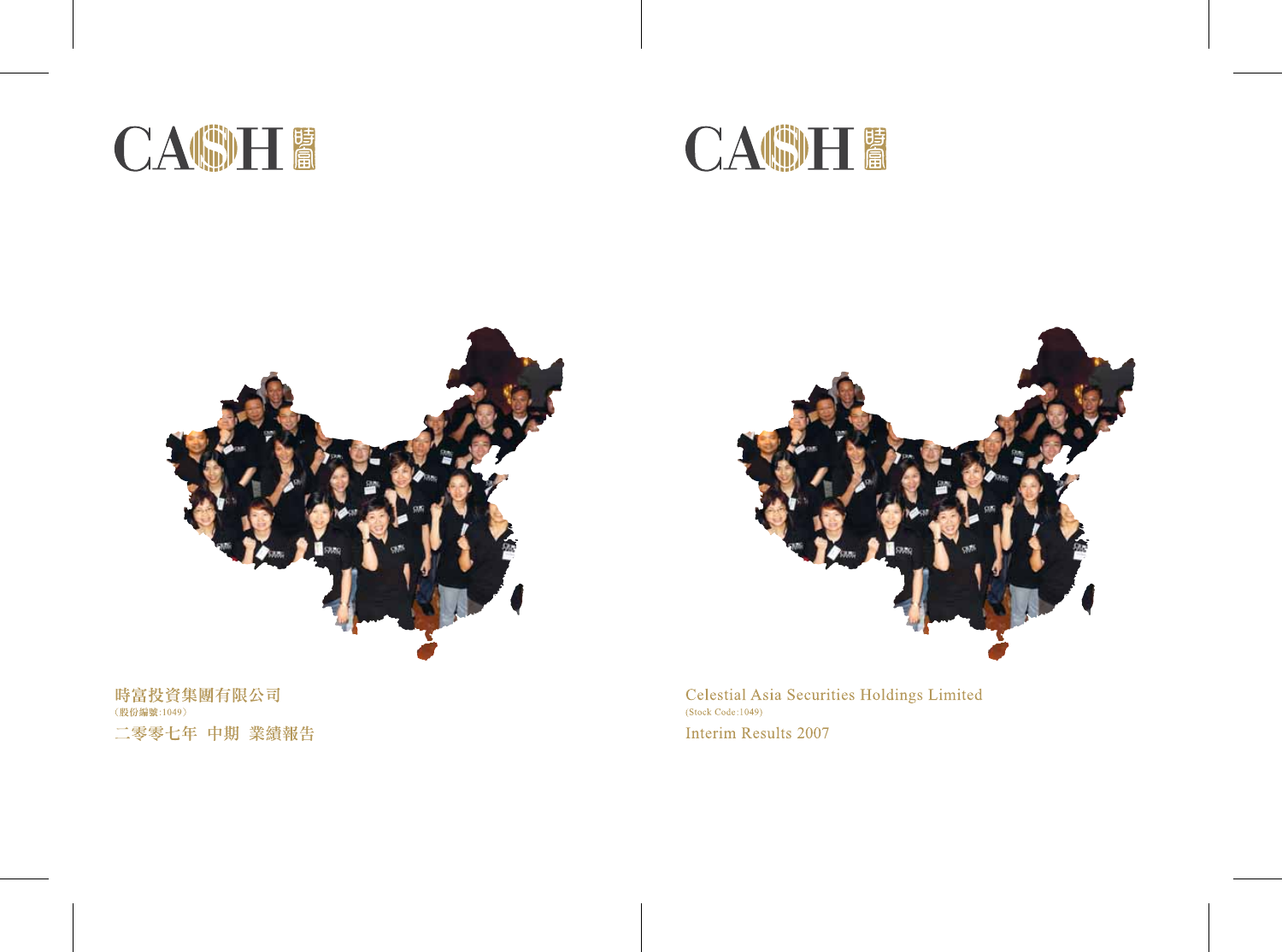CASH 時富

時富投資集團有限公司

（股份編號:1049）

二零零七年 中期 業績報告

CASH 時富

Celestial Asia Securities Holdings Limited

(Stock Code:1049)

Interim Results 2007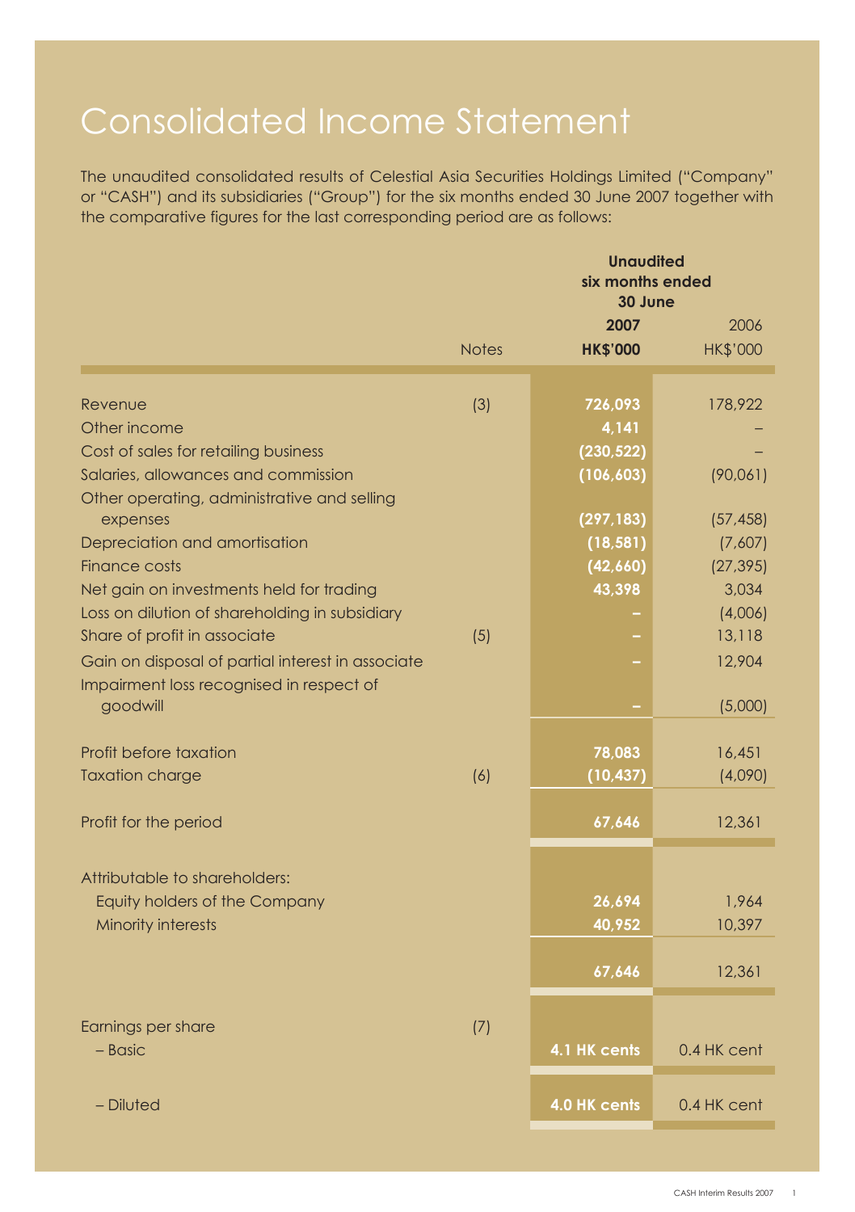# Consolidated Income Statement

The unaudited consolidated results of Celestial Asia Securities Holdings Limited ("Company" or "CASH") and its subsidiaries ("Group") for the six months ended 30 June 2007 together with the comparative figures for the last corresponding period are as follows:

| | Notes | Unaudited six months ended 30 June 2007 HK$'000 | 2006 HK$'000 |
|---|---|---|---|
| Revenue | (3) | **726,093** | 178,922 |
| Other income | | **4,141** | – |
| Cost of sales for retailing business | | **(230,522)** | – |
| Salaries, allowances and commission | | **(106,603)** | (90,061) |
| Other operating, administrative and selling expenses | | **(297,183)** | (57,458) |
| Depreciation and amortisation | | **(18,581)** | (7,607) |
| Finance costs | | **(42,660)** | (27,395) |
| Net gain on investments held for trading | | **43,398** | 3,034 |
| Loss on dilution of shareholding in subsidiary | | **–** | (4,006) |
| Share of profit in associate | (5) | **–** | 13,118 |
| Gain on disposal of partial interest in associate | | **–** | 12,904 |
| Impairment loss recognised in respect of goodwill | | **–** | (5,000) |
| Profit before taxation | | **78,083** | 16,451 |
| Taxation charge | (6) | **(10,437)** | (4,090) |
| Profit for the period | | **67,646** | 12,361 |
| Attributable to shareholders: | | | |
| Equity holders of the Company | | **26,694** | 1,964 |
| Minority interests | | **40,952** | 10,397 |
| | | **67,646** | 12,361 |
| Earnings per share | (7) | | |
| – Basic | | **4.1 HK cents** | 0.4 HK cent |
| – Diluted | | **4.0 HK cents** | 0.4 HK cent |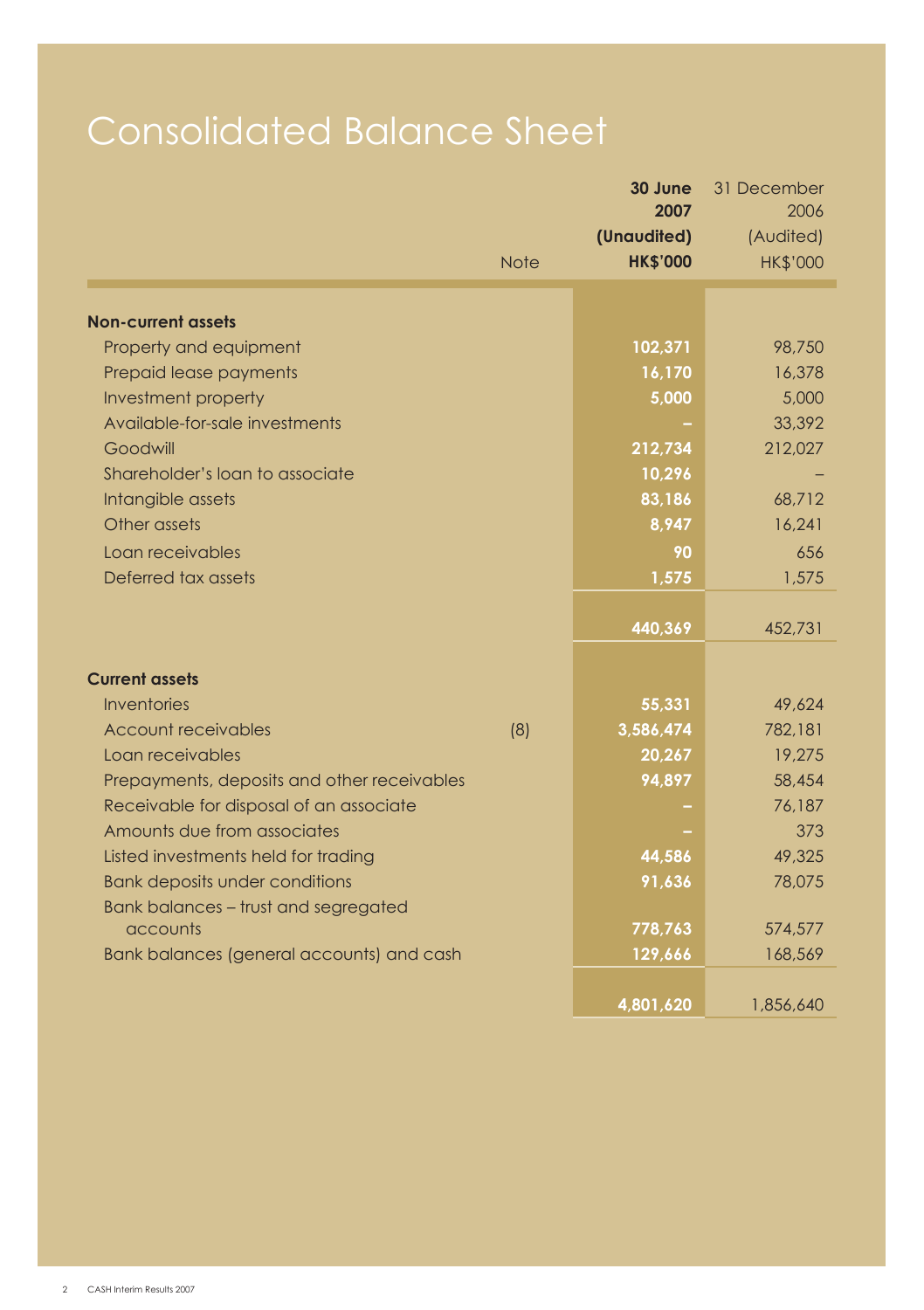# Consolidated Balance Sheet

| | Note | 30 June 2007 (Unaudited) HK$'000 | 31 December 2006 (Audited) HK$'000 |
|---|---|---|---|
| **Non-current assets** | | | |
| Property and equipment | | 102,371 | 98,750 |
| Prepaid lease payments | | 16,170 | 16,378 |
| Investment property | | 5,000 | 5,000 |
| Available-for-sale investments | | – | 33,392 |
| Goodwill | | 212,734 | 212,027 |
| Shareholder's loan to associate | | 10,296 | – |
| Intangible assets | | 83,186 | 68,712 |
| Other assets | | 8,947 | 16,241 |
| Loan receivables | | 90 | 656 |
| Deferred tax assets | | 1,575 | 1,575 |
| | | 440,369 | 452,731 |
| **Current assets** | | | |
| Inventories | | 55,331 | 49,624 |
| Account receivables | (8) | 3,586,474 | 782,181 |
| Loan receivables | | 20,267 | 19,275 |
| Prepayments, deposits and other receivables | | 94,897 | 58,454 |
| Receivable for disposal of an associate | | – | 76,187 |
| Amounts due from associates | | – | 373 |
| Listed investments held for trading | | 44,586 | 49,325 |
| Bank deposits under conditions | | 91,636 | 78,075 |
| Bank balances – trust and segregated accounts | | 778,763 | 574,577 |
| Bank balances (general accounts) and cash | | 129,666 | 168,569 |
| | | 4,801,620 | 1,856,640 |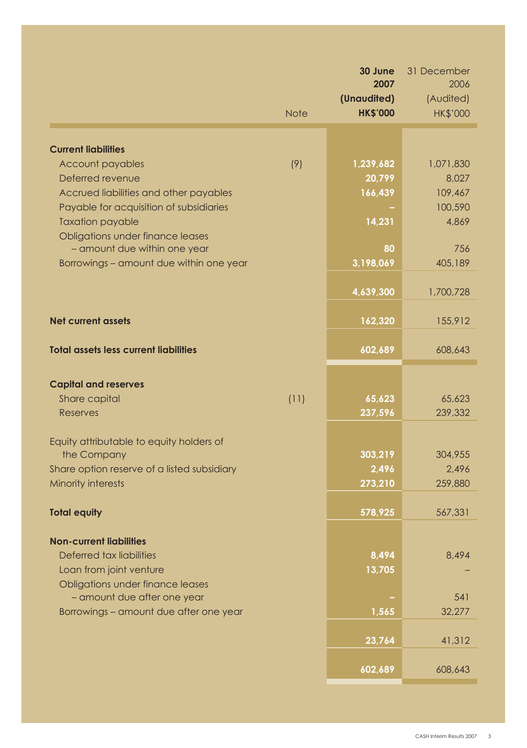| | Note | 30 June 2007 (Unaudited) HK$'000 | 31 December 2006 (Audited) HK$'000 |
|---|---|---|---|
| **Current liabilities** | | | |
| Account payables | (9) | **1,239,682** | 1,071,830 |
| Deferred revenue | | **20,799** | 8,027 |
| Accrued liabilities and other payables | | **166,439** | 109,467 |
| Payable for acquisition of subsidiaries | | **–** | 100,590 |
| Taxation payable | | **14,231** | 4,869 |
| Obligations under finance leases – amount due within one year | | **80** | 756 |
| Borrowings – amount due within one year | | **3,198,069** | 405,189 |
| | | **4,639,300** | 1,700,728 |
| **Net current assets** | | **162,320** | 155,912 |
| **Total assets less current liabilities** | | **602,689** | 608,643 |
| **Capital and reserves** | | | |
| Share capital | (11) | **65,623** | 65,623 |
| Reserves | | **237,596** | 239,332 |
| Equity attributable to equity holders of the Company | | **303,219** | 304,955 |
| Share option reserve of a listed subsidiary | | **2,496** | 2,496 |
| Minority interests | | **273,210** | 259,880 |
| **Total equity** | | **578,925** | 567,331 |
| **Non-current liabilities** | | | |
| Deferred tax liabilities | | **8,494** | 8,494 |
| Loan from joint venture | | **13,705** | – |
| Obligations under finance leases – amount due after one year | | **–** | 541 |
| Borrowings – amount due after one year | | **1,565** | 32,277 |
| | | **23,764** | 41,312 |
| | | **602,689** | 608,643 |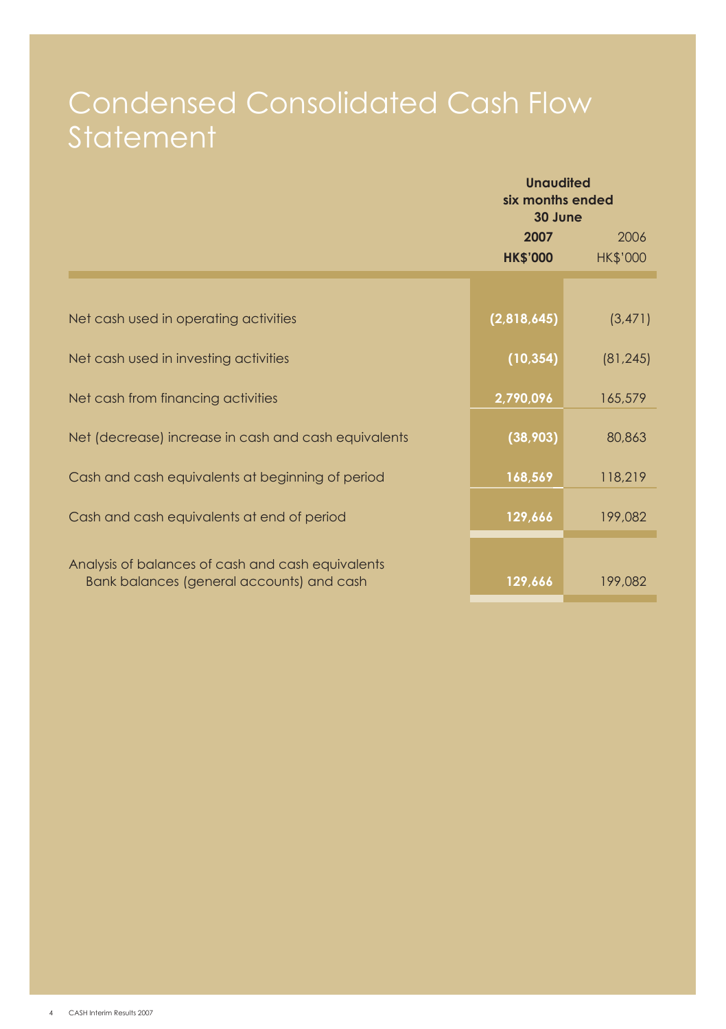# Condensed Consolidated Cash Flow Statement

| | Unaudited six months ended 30 June | |
|---|---|---|
| | **2007** | 2006 |
| | **HK$'000** | HK$'000 |
| Net cash used in operating activities | **(2,818,645)** | (3,471) |
| Net cash used in investing activities | **(10,354)** | (81,245) |
| Net cash from financing activities | **2,790,096** | 165,579 |
| Net (decrease) increase in cash and cash equivalents | **(38,903)** | 80,863 |
| Cash and cash equivalents at beginning of period | **168,569** | 118,219 |
| Cash and cash equivalents at end of period | **129,666** | 199,082 |
| Analysis of balances of cash and cash equivalents | | |
| Bank balances (general accounts) and cash | **129,666** | 199,082 |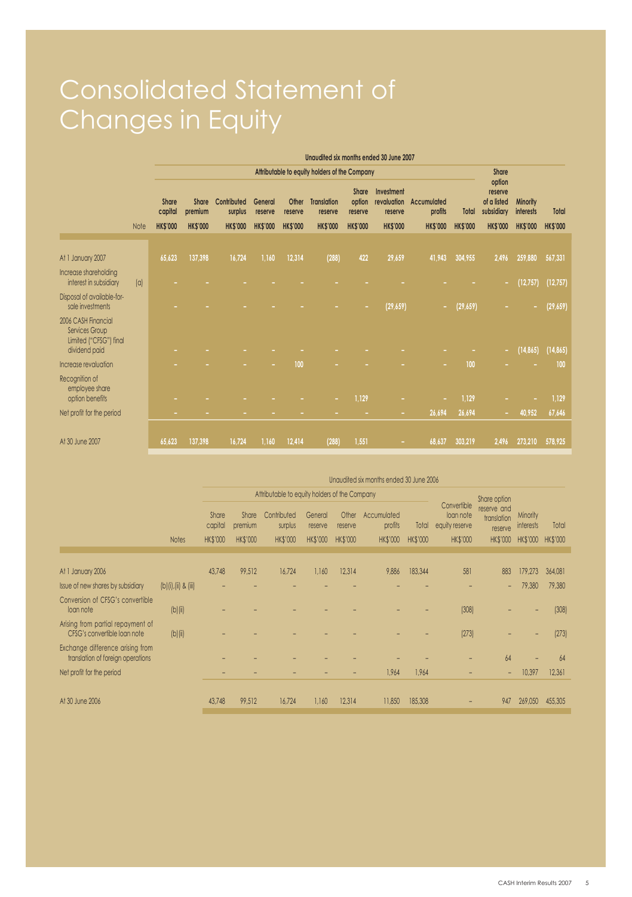# Consolidated Statement of Changes in Equity

| | Note | Share capital HK$'000 | Share premium HK$'000 | Contributed surplus HK$'000 | General reserve HK$'000 | Other reserve HK$'000 | Translation reserve HK$'000 | Share option reserve HK$'000 | Investment revaluation reserve HK$'000 | Accumulated profits HK$'000 | Total HK$'000 | Share option reserve of a listed subsidiary HK$'000 | Minority interests HK$'000 | Total HK$'000 |
|---|---|---|---|---|---|---|---|---|---|---|---|---|---|---|
| | | Unaudited six months ended 30 June 2007 | | | | | | | | | | | | |
| | | Attributable to equity holders of the Company | | | | | | | | | | | | |
| At 1 January 2007 | | 65,623 | 137,398 | 16,724 | 1,160 | 12,314 | (288) | 422 | 29,659 | 41,943 | 304,955 | 2,496 | 259,880 | 567,331 |
| Increase shareholding interest in subsidiary | (a) | – | – | – | – | – | – | – | – | – | – | – | (12,757) | (12,757) |
| Disposal of available-for-sale investments | | – | – | – | – | – | – | – | (29,659) | – | (29,659) | – | – | (29,659) |
| 2006 CASH Financial Services Group Limited ("CFSG") final dividend paid | | – | – | – | – | – | – | – | – | – | – | – | (14,865) | (14,865) |
| Increase revaluation | | – | – | – | – | 100 | – | – | – | – | 100 | – | – | 100 |
| Recognition of employee share option benefits | | – | – | – | – | – | – | 1,129 | – | – | 1,129 | – | – | 1,129 |
| Net profit for the period | | – | – | – | – | – | – | – | – | 26,694 | 26,694 | – | 40,952 | 67,646 |
| At 30 June 2007 | | 65,623 | 137,398 | 16,724 | 1,160 | 12,414 | (288) | 1,551 | – | 68,637 | 303,219 | 2,496 | 273,210 | 578,925 |

| | Notes | Share capital HK$'000 | Share premium HK$'000 | Contributed surplus HK$'000 | General reserve HK$'000 | Other reserve HK$'000 | Accumulated profits HK$'000 | Total HK$'000 | Convertible loan note equity reserve HK$'000 | Share option reserve and translation reserve HK$'000 | Minority interests HK$'000 | Total HK$'000 |
|---|---|---|---|---|---|---|---|---|---|---|---|---|
| | | Unaudited six months ended 30 June 2006 | | | | | | | | | | |
| | | Attributable to equity holders of the Company | | | | | | | | | | |
| At 1 January 2006 | | 43,748 | 99,512 | 16,724 | 1,160 | 12,314 | 9,886 | 183,344 | 581 | 883 | 179,273 | 364,081 |
| Issue of new shares by subsidiary | (b)(i), (ii) & (iii) | – | – | – | – | – | – | – | – | – | 79,380 | 79,380 |
| Conversion of CFSG's convertible loan note | (b)(ii) | – | – | – | – | – | – | – | (308) | – | – | (308) |
| Arising from partial repayment of CFSG's convertible loan note | (b)(ii) | – | – | – | – | – | – | – | (273) | – | – | (273) |
| Exchange difference arising from translation of foreign operations | | – | – | – | – | – | – | – | – | 64 | – | 64 |
| Net profit for the period | | – | – | – | – | – | 1,964 | 1,964 | – | – | 10,397 | 12,361 |
| At 30 June 2006 | | 43,748 | 99,512 | 16,724 | 1,160 | 12,314 | 11,850 | 185,308 | – | 947 | 269,050 | 455,305 |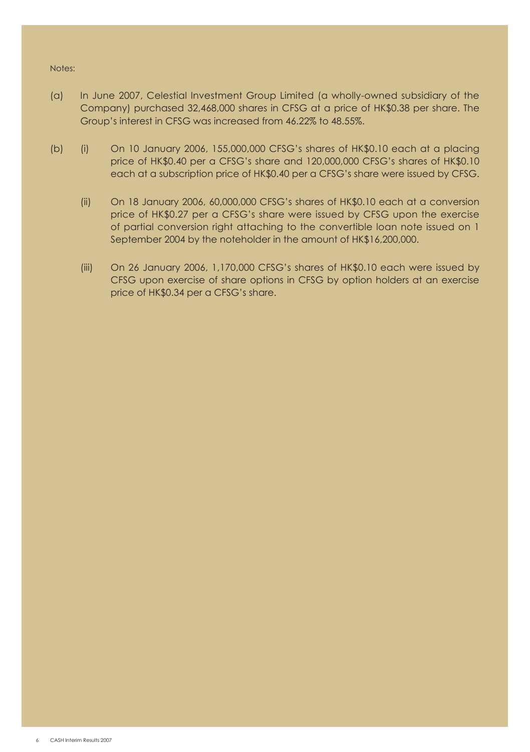Notes:

(a) In June 2007, Celestial Investment Group Limited (a wholly-owned subsidiary of the Company) purchased 32,468,000 shares in CFSG at a price of HK$0.38 per share. The Group's interest in CFSG was increased from 46.22% to 48.55%.

(b) (i) On 10 January 2006, 155,000,000 CFSG's shares of HK$0.10 each at a placing price of HK$0.40 per a CFSG's share and 120,000,000 CFSG's shares of HK$0.10 each at a subscription price of HK$0.40 per a CFSG's share were issued by CFSG.

(ii) On 18 January 2006, 60,000,000 CFSG's shares of HK$0.10 each at a conversion price of HK$0.27 per a CFSG's share were issued by CFSG upon the exercise of partial conversion right attaching to the convertible loan note issued on 1 September 2004 by the noteholder in the amount of HK$16,200,000.

(iii) On 26 January 2006, 1,170,000 CFSG's shares of HK$0.10 each were issued by CFSG upon exercise of share options in CFSG by option holders at an exercise price of HK$0.34 per a CFSG's share.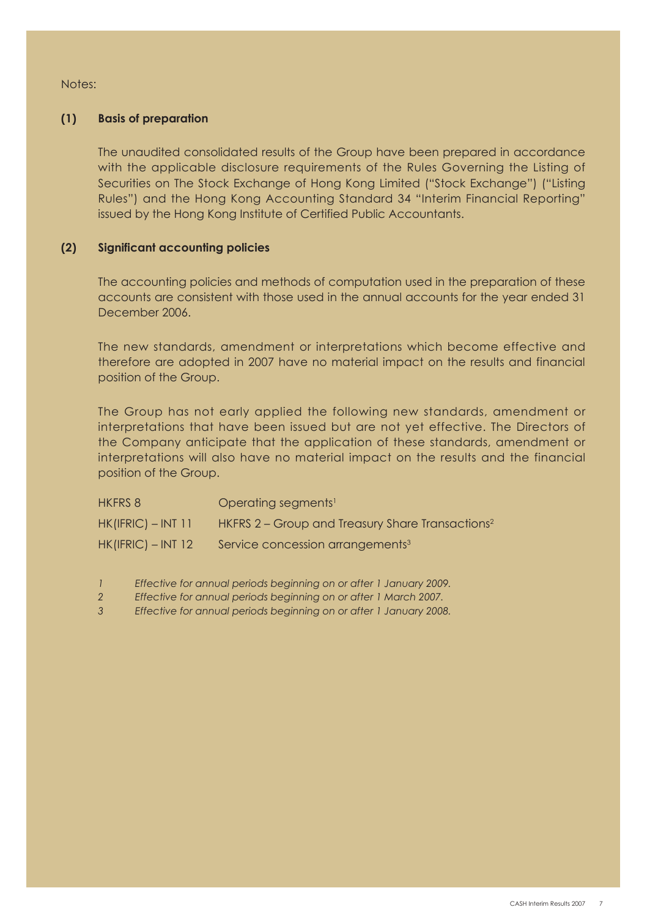Notes:

## (1) Basis of preparation

The unaudited consolidated results of the Group have been prepared in accordance with the applicable disclosure requirements of the Rules Governing the Listing of Securities on The Stock Exchange of Hong Kong Limited ("Stock Exchange") ("Listing Rules") and the Hong Kong Accounting Standard 34 "Interim Financial Reporting" issued by the Hong Kong Institute of Certified Public Accountants.

## (2) Significant accounting policies

The accounting policies and methods of computation used in the preparation of these accounts are consistent with those used in the annual accounts for the year ended 31 December 2006.

The new standards, amendment or interpretations which become effective and therefore are adopted in 2007 have no material impact on the results and financial position of the Group.

The Group has not early applied the following new standards, amendment or interpretations that have been issued but are not yet effective. The Directors of the Company anticipate that the application of these standards, amendment or interpretations will also have no material impact on the results and the financial position of the Group.

| | |
|---|---|
| HKFRS 8 | Operating segments[1] |
| HK(IFRIC) – INT 11 | HKFRS 2 – Group and Treasury Share Transactions[2] |
| HK(IFRIC) – INT 12 | Service concession arrangements[3] |

*1 Effective for annual periods beginning on or after 1 January 2009.*
*2 Effective for annual periods beginning on or after 1 March 2007.*
*3 Effective for annual periods beginning on or after 1 January 2008.*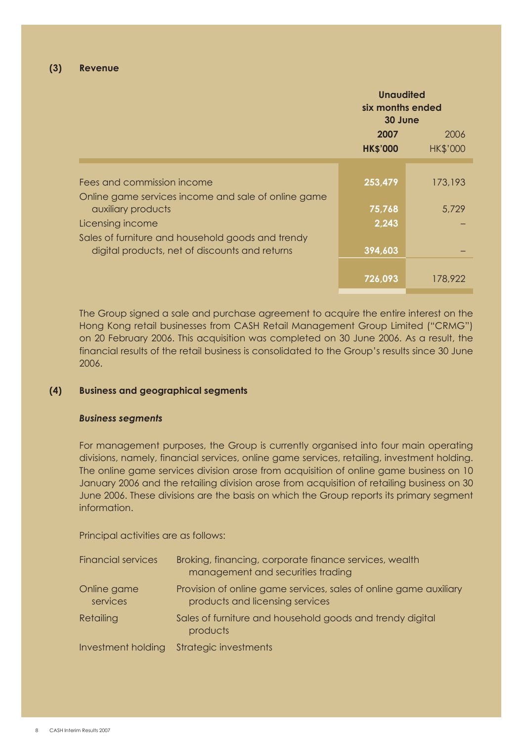**(3) Revenue**

| | Unaudited six months ended 30 June | |
|---|---|---|
| | **2007** | 2006 |
| | **HK$'000** | HK$'000 |
| Fees and commission income | **253,479** | 173,193 |
| Online game services income and sale of online game auxiliary products | **75,768** | 5,729 |
| Licensing income | **2,243** | – |
| Sales of furniture and household goods and trendy digital products, net of discounts and returns | **394,603** | – |
| | **726,093** | 178,922 |

The Group signed a sale and purchase agreement to acquire the entire interest on the Hong Kong retail businesses from CASH Retail Management Group Limited ("CRMG") on 20 February 2006. This acquisition was completed on 30 June 2006. As a result, the financial results of the retail business is consolidated to the Group's results since 30 June 2006.

**(4) Business and geographical segments**

***Business segments***

For management purposes, the Group is currently organised into four main operating divisions, namely, financial services, online game services, retailing, investment holding. The online game services division arose from acquisition of online game business on 10 January 2006 and the retailing division arose from acquisition of retailing business on 30 June 2006. These divisions are the basis on which the Group reports its primary segment information.

Principal activities are as follows:

| | |
|---|---|
| Financial services | Broking, financing, corporate finance services, wealth management and securities trading |
| Online game services | Provision of online game services, sales of online game auxiliary products and licensing services |
| Retailing | Sales of furniture and household goods and trendy digital products |
| Investment holding | Strategic investments |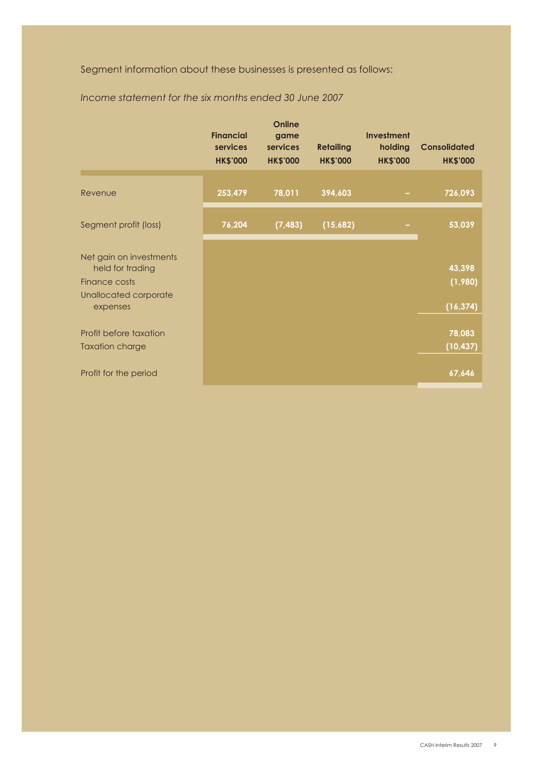Segment information about these businesses is presented as follows:

*Income statement for the six months ended 30 June 2007*

| | Financial services HK$'000 | Online game services HK$'000 | Retailing HK$'000 | Investment holding HK$'000 | Consolidated HK$'000 |
|---|---|---|---|---|---|
| Revenue | 253,479 | 78,011 | 394,603 | – | 726,093 |
| Segment profit (loss) | 76,204 | (7,483) | (15,682) | – | 53,039 |
| Net gain on investments held for trading | | | | | 43,398 |
| Finance costs | | | | | (1,980) |
| Unallocated corporate expenses | | | | | (16,374) |
| Profit before taxation | | | | | 78,083 |
| Taxation charge | | | | | (10,437) |
| Profit for the period | | | | | 67,646 |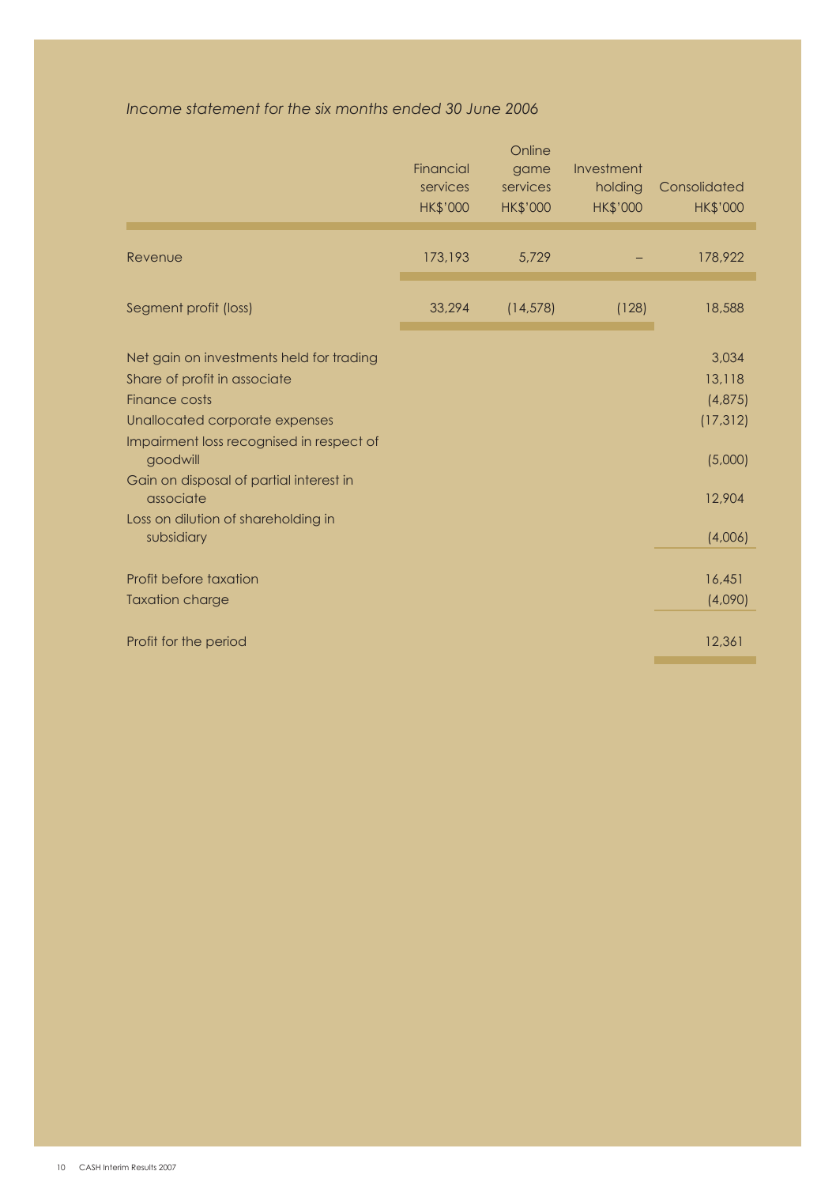*Income statement for the six months ended 30 June 2006*

| | Financial services HK$'000 | Online game services HK$'000 | Investment holding HK$'000 | Consolidated HK$'000 |
|---|---|---|---|---|
| Revenue | 173,193 | 5,729 | – | 178,922 |
| Segment profit (loss) | 33,294 | (14,578) | (128) | 18,588 |
| Net gain on investments held for trading | | | | 3,034 |
| Share of profit in associate | | | | 13,118 |
| Finance costs | | | | (4,875) |
| Unallocated corporate expenses | | | | (17,312) |
| Impairment loss recognised in respect of goodwill | | | | (5,000) |
| Gain on disposal of partial interest in associate | | | | 12,904 |
| Loss on dilution of shareholding in subsidiary | | | | (4,006) |
| Profit before taxation | | | | 16,451 |
| Taxation charge | | | | (4,090) |
| Profit for the period | | | | 12,361 |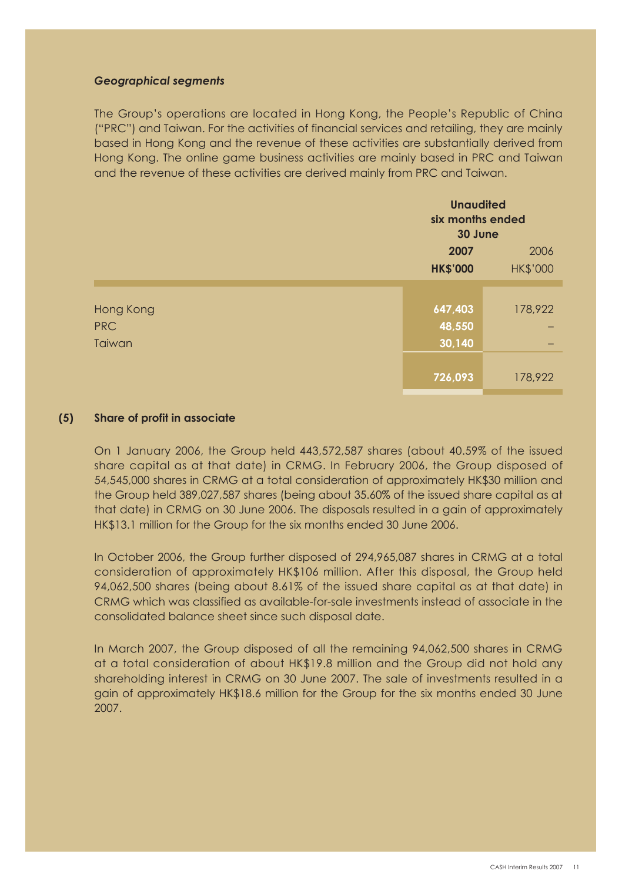*Geographical segments*

The Group's operations are located in Hong Kong, the People's Republic of China ("PRC") and Taiwan. For the activities of financial services and retailing, they are mainly based in Hong Kong and the revenue of these activities are substantially derived from Hong Kong. The online game business activities are mainly based in PRC and Taiwan and the revenue of these activities are derived mainly from PRC and Taiwan.

| | **Unaudited six months ended 30 June** | |
|---|---|---|
| | **2007** | 2006 |
| | **HK$'000** | HK$'000 |
| Hong Kong | **647,403** | 178,922 |
| PRC | **48,550** | – |
| Taiwan | **30,140** | – |
| | **726,093** | 178,922 |

**(5) Share of profit in associate**

On 1 January 2006, the Group held 443,572,587 shares (about 40.59% of the issued share capital as at that date) in CRMG. In February 2006, the Group disposed of 54,545,000 shares in CRMG at a total consideration of approximately HK$30 million and the Group held 389,027,587 shares (being about 35.60% of the issued share capital as at that date) in CRMG on 30 June 2006. The disposals resulted in a gain of approximately HK$13.1 million for the Group for the six months ended 30 June 2006.

In October 2006, the Group further disposed of 294,965,087 shares in CRMG at a total consideration of approximately HK$106 million. After this disposal, the Group held 94,062,500 shares (being about 8.61% of the issued share capital as at that date) in CRMG which was classified as available-for-sale investments instead of associate in the consolidated balance sheet since such disposal date.

In March 2007, the Group disposed of all the remaining 94,062,500 shares in CRMG at a total consideration of about HK$19.8 million and the Group did not hold any shareholding interest in CRMG on 30 June 2007. The sale of investments resulted in a gain of approximately HK$18.6 million for the Group for the six months ended 30 June 2007.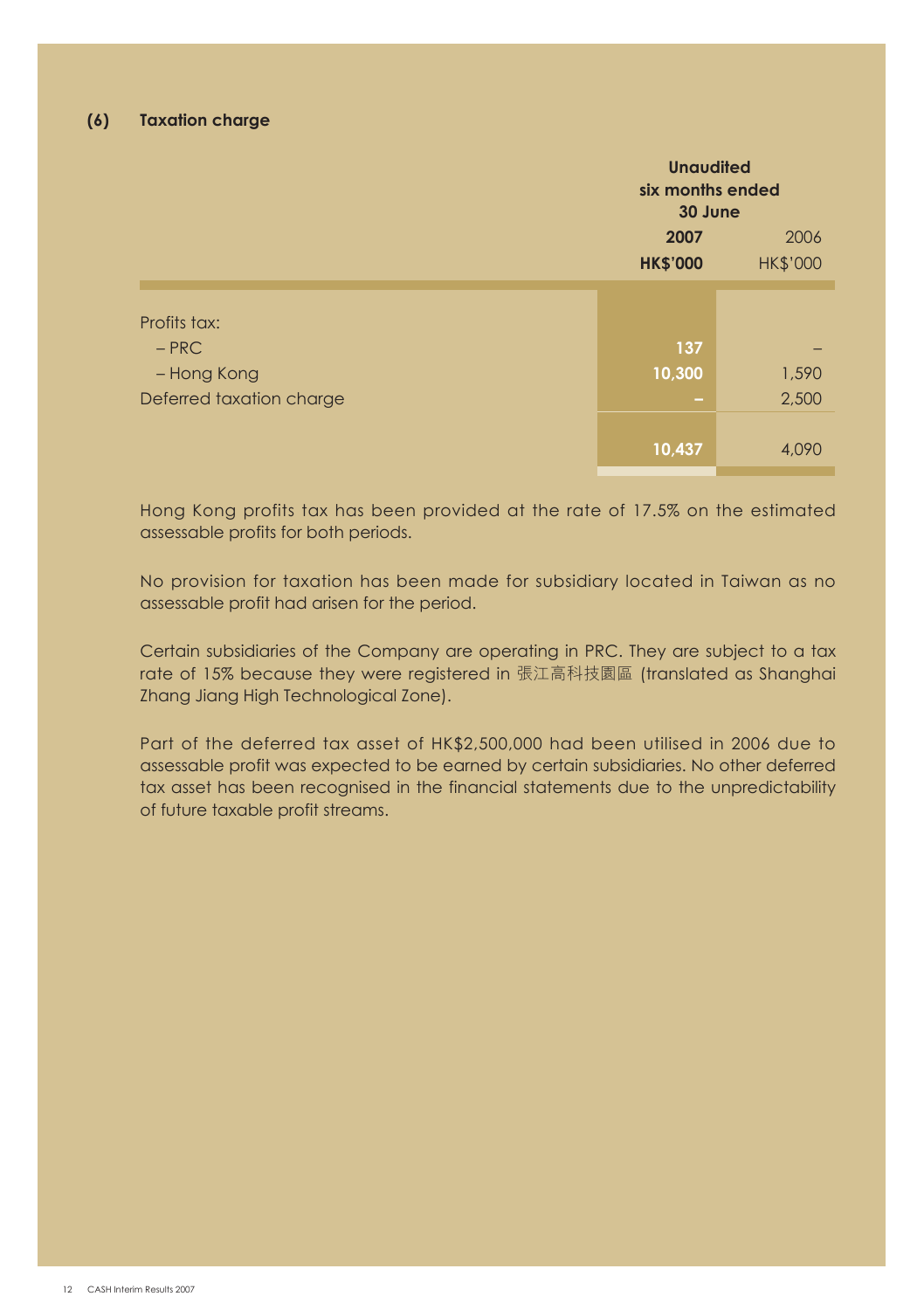### (6) Taxation charge

| | Unaudited six months ended 30 June | |
|---|---|---|
| | **2007** | 2006 |
| | **HK$'000** | HK$'000 |
| Profits tax: | | |
| – PRC | **137** | – |
| – Hong Kong | **10,300** | 1,590 |
| Deferred taxation charge | **–** | 2,500 |
| | **10,437** | 4,090 |

Hong Kong profits tax has been provided at the rate of 17.5% on the estimated assessable profits for both periods.

No provision for taxation has been made for subsidiary located in Taiwan as no assessable profit had arisen for the period.

Certain subsidiaries of the Company are operating in PRC. They are subject to a tax rate of 15% because they were registered in 張江高科技園區 (translated as Shanghai Zhang Jiang High Technological Zone).

Part of the deferred tax asset of HK$2,500,000 had been utilised in 2006 due to assessable profit was expected to be earned by certain subsidiaries. No other deferred tax asset has been recognised in the financial statements due to the unpredictability of future taxable profit streams.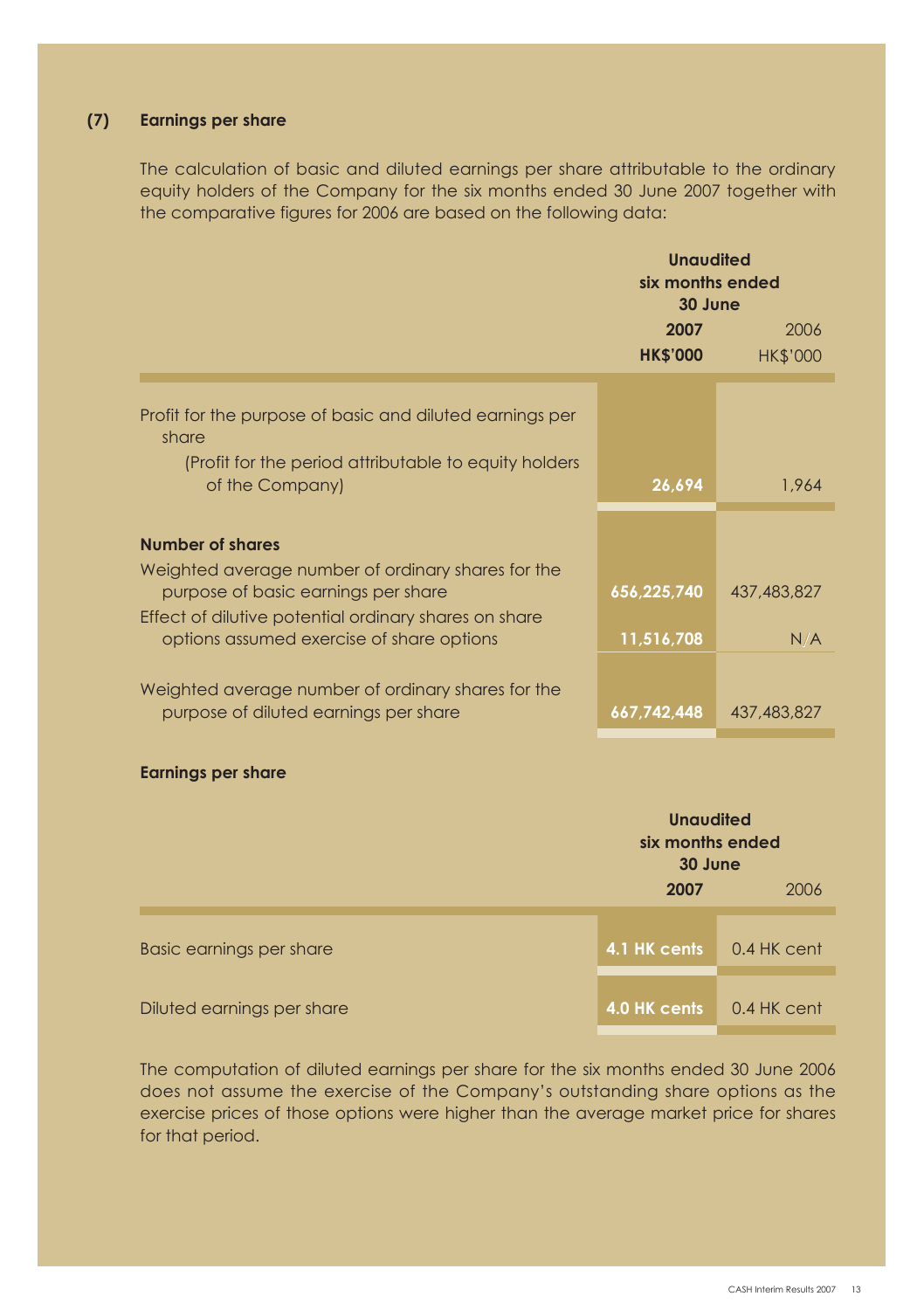### (7) Earnings per share

The calculation of basic and diluted earnings per share attributable to the ordinary equity holders of the Company for the six months ended 30 June 2007 together with the comparative figures for 2006 are based on the following data:

| | Unaudited six months ended 30 June | |
|---|---|---|
| | **2007** | 2006 |
| | **HK$'000** | HK$'000 |
| Profit for the purpose of basic and diluted earnings per share (Profit for the period attributable to equity holders of the Company) | **26,694** | 1,964 |
| **Number of shares** | | |
| Weighted average number of ordinary shares for the purpose of basic earnings per share | **656,225,740** | 437,483,827 |
| Effect of dilutive potential ordinary shares on share options assumed exercise of share options | **11,516,708** | N/A |
| Weighted average number of ordinary shares for the purpose of diluted earnings per share | **667,742,448** | 437,483,827 |

**Earnings per share**

| | Unaudited six months ended 30 June | |
|---|---|---|
| | **2007** | 2006 |
| Basic earnings per share | **4.1 HK cents** | 0.4 HK cent |
| Diluted earnings per share | **4.0 HK cents** | 0.4 HK cent |

The computation of diluted earnings per share for the six months ended 30 June 2006 does not assume the exercise of the Company's outstanding share options as the exercise prices of those options were higher than the average market price for shares for that period.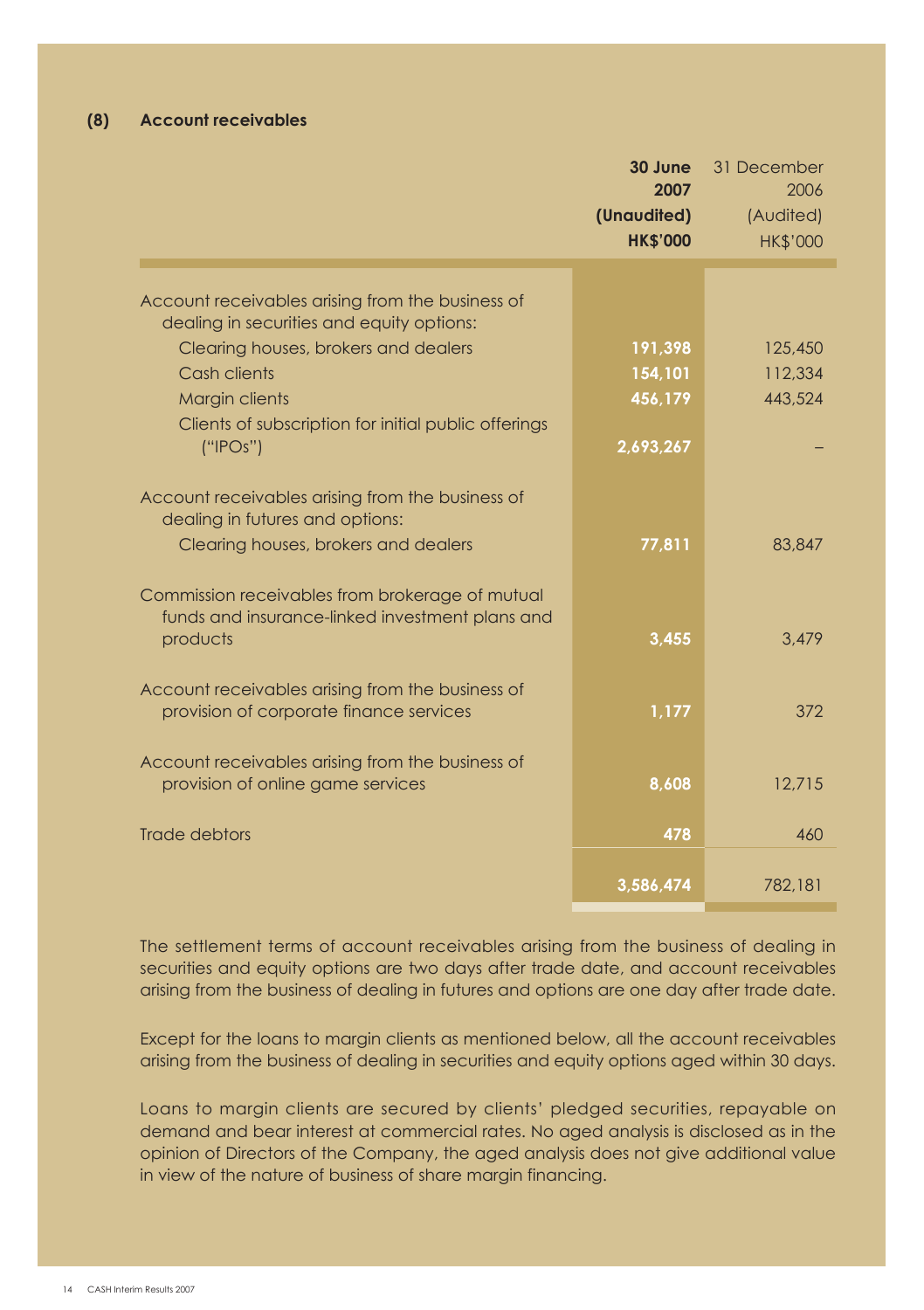### (8) Account receivables

| | 30 June 2007 (Unaudited) HK$'000 | 31 December 2006 (Audited) HK$'000 |
|---|---|---|
| Account receivables arising from the business of dealing in securities and equity options: | | |
| Clearing houses, brokers and dealers | **191,398** | 125,450 |
| Cash clients | **154,101** | 112,334 |
| Margin clients | **456,179** | 443,524 |
| Clients of subscription for initial public offerings ("IPOs") | **2,693,267** | – |
| Account receivables arising from the business of dealing in futures and options: | | |
| Clearing houses, brokers and dealers | **77,811** | 83,847 |
| Commission receivables from brokerage of mutual funds and insurance-linked investment plans and products | **3,455** | 3,479 |
| Account receivables arising from the business of provision of corporate finance services | **1,177** | 372 |
| Account receivables arising from the business of provision of online game services | **8,608** | 12,715 |
| Trade debtors | **478** | 460 |
| | **3,586,474** | 782,181 |

The settlement terms of account receivables arising from the business of dealing in securities and equity options are two days after trade date, and account receivables arising from the business of dealing in futures and options are one day after trade date.

Except for the loans to margin clients as mentioned below, all the account receivables arising from the business of dealing in securities and equity options aged within 30 days.

Loans to margin clients are secured by clients' pledged securities, repayable on demand and bear interest at commercial rates. No aged analysis is disclosed as in the opinion of Directors of the Company, the aged analysis does not give additional value in view of the nature of business of share margin financing.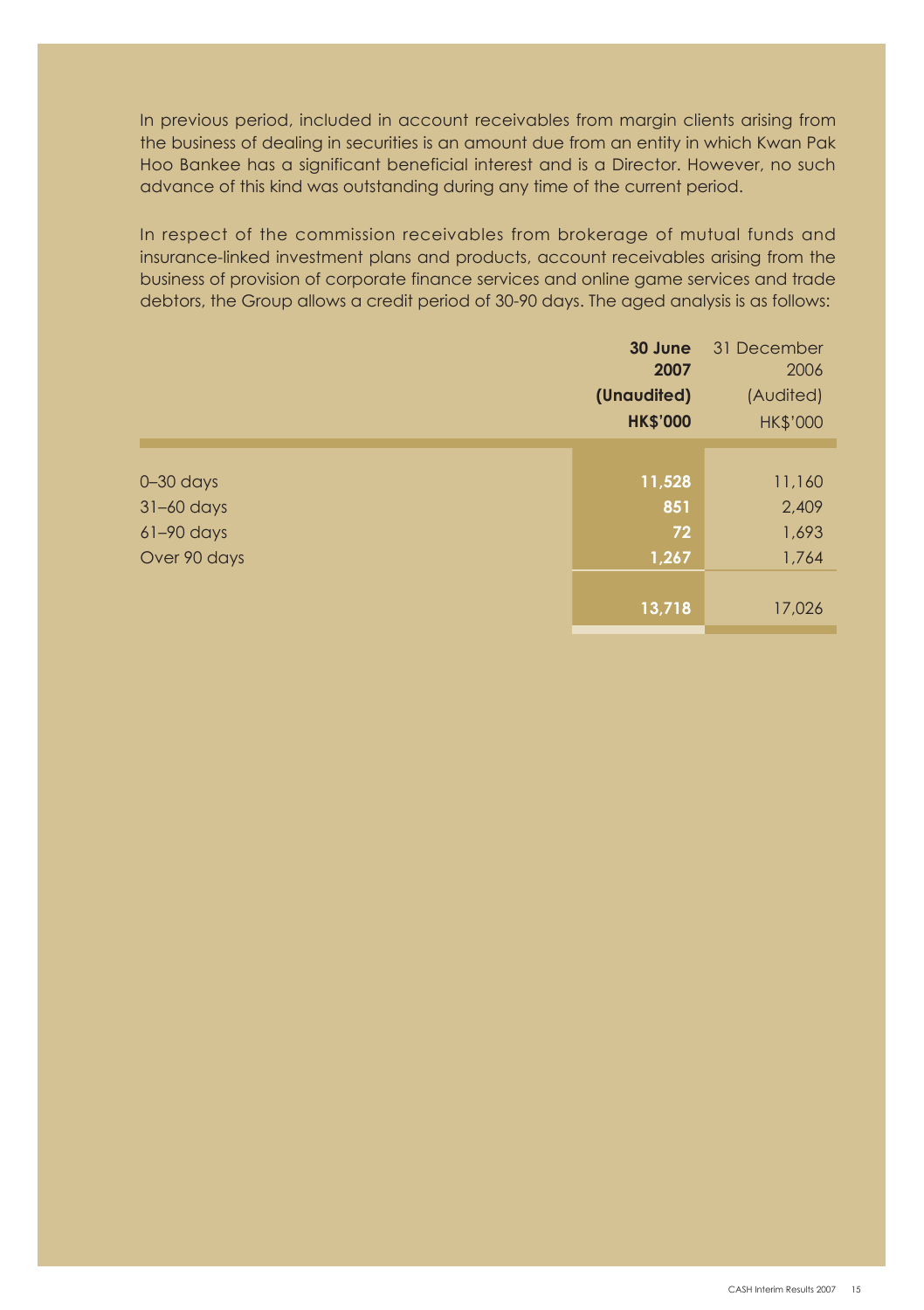In previous period, included in account receivables from margin clients arising from the business of dealing in securities is an amount due from an entity in which Kwan Pak Hoo Bankee has a significant beneficial interest and is a Director. However, no such advance of this kind was outstanding during any time of the current period.

In respect of the commission receivables from brokerage of mutual funds and insurance-linked investment plans and products, account receivables arising from the business of provision of corporate finance services and online game services and trade debtors, the Group allows a credit period of 30-90 days. The aged analysis is as follows:

| | **30 June 2007 (Unaudited) HK$'000** | 31 December 2006 (Audited) HK$'000 |
|---|---|---|
| 0–30 days | **11,528** | 11,160 |
| 31–60 days | **851** | 2,409 |
| 61–90 days | **72** | 1,693 |
| Over 90 days | **1,267** | 1,764 |
| | **13,718** | 17,026 |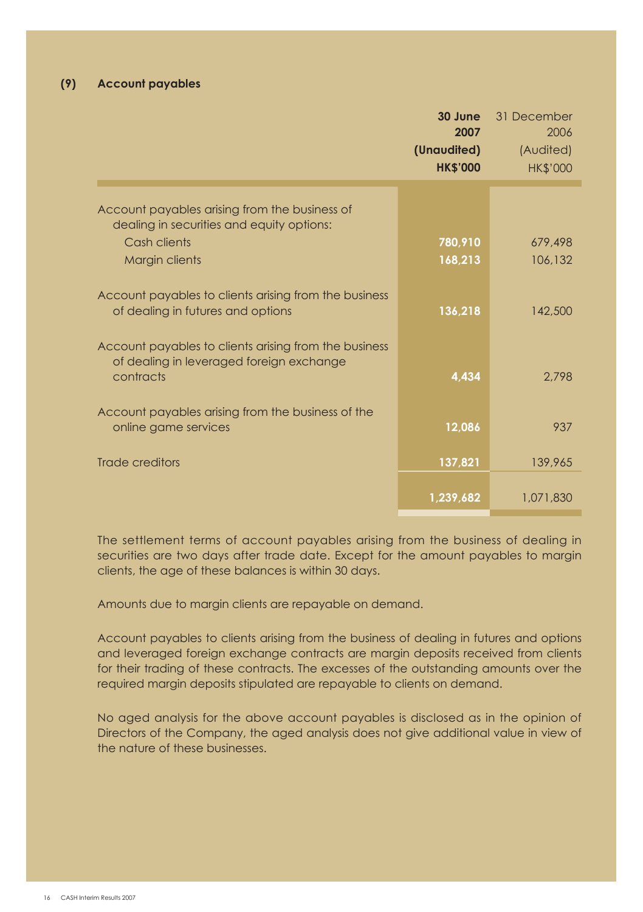### (9) Account payables

| | 30 June 2007 (Unaudited) HK$'000 | 31 December 2006 (Audited) HK$'000 |
|---|---|---|
| Account payables arising from the business of dealing in securities and equity options: | | |
| Cash clients | **780,910** | 679,498 |
| Margin clients | **168,213** | 106,132 |
| Account payables to clients arising from the business of dealing in futures and options | **136,218** | 142,500 |
| Account payables to clients arising from the business of dealing in leveraged foreign exchange contracts | **4,434** | 2,798 |
| Account payables arising from the business of the online game services | **12,086** | 937 |
| Trade creditors | **137,821** | 139,965 |
| | **1,239,682** | 1,071,830 |

The settlement terms of account payables arising from the business of dealing in securities are two days after trade date. Except for the amount payables to margin clients, the age of these balances is within 30 days.

Amounts due to margin clients are repayable on demand.

Account payables to clients arising from the business of dealing in futures and options and leveraged foreign exchange contracts are margin deposits received from clients for their trading of these contracts. The excesses of the outstanding amounts over the required margin deposits stipulated are repayable to clients on demand.

No aged analysis for the above account payables is disclosed as in the opinion of Directors of the Company, the aged analysis does not give additional value in view of the nature of these businesses.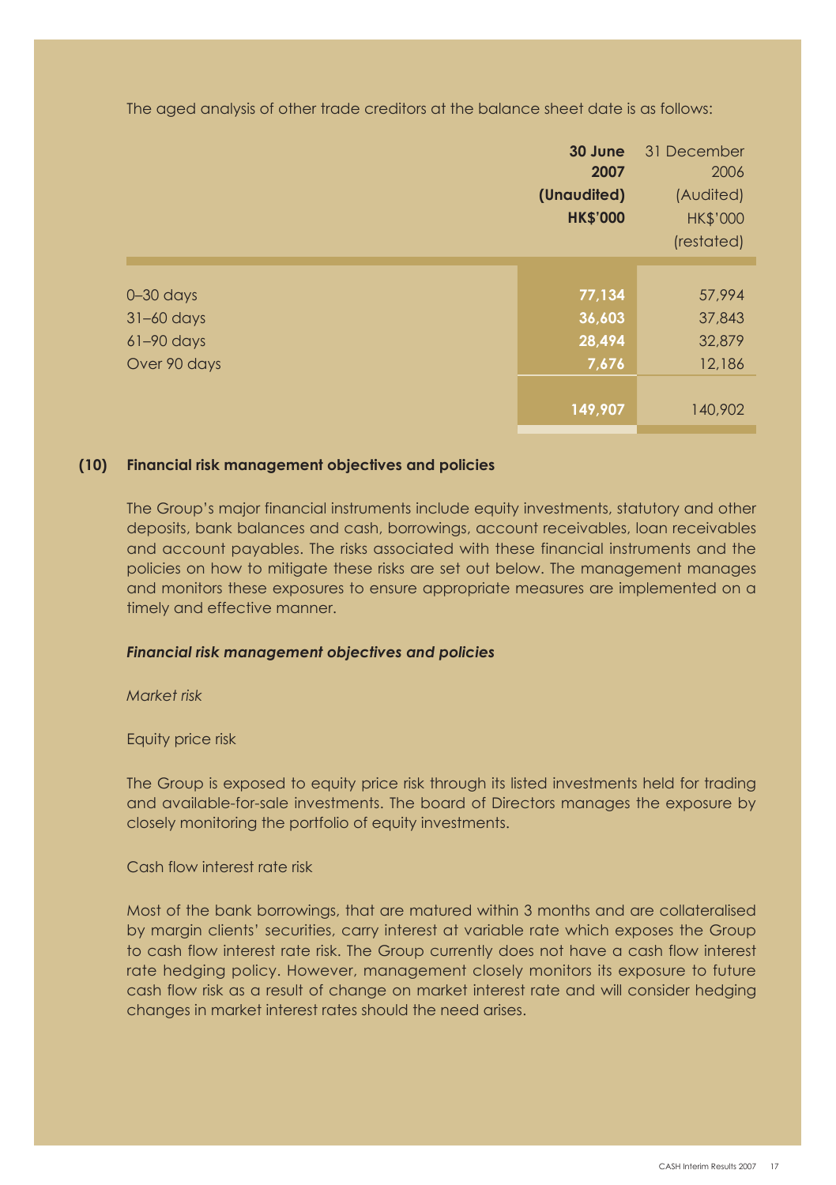The aged analysis of other trade creditors at the balance sheet date is as follows:

| | **30 June 2007 (Unaudited) HK$'000** | 31 December 2006 (Audited) HK$'000 (restated) |
|---|---|---|
| 0–30 days | **77,134** | 57,994 |
| 31–60 days | **36,603** | 37,843 |
| 61–90 days | **28,494** | 32,879 |
| Over 90 days | **7,676** | 12,186 |
| | **149,907** | 140,902 |

## (10) Financial risk management objectives and policies

The Group's major financial instruments include equity investments, statutory and other deposits, bank balances and cash, borrowings, account receivables, loan receivables and account payables. The risks associated with these financial instruments and the policies on how to mitigate these risks are set out below. The management manages and monitors these exposures to ensure appropriate measures are implemented on a timely and effective manner.

***Financial risk management objectives and policies***

*Market risk*

Equity price risk

The Group is exposed to equity price risk through its listed investments held for trading and available-for-sale investments. The board of Directors manages the exposure by closely monitoring the portfolio of equity investments.

Cash flow interest rate risk

Most of the bank borrowings, that are matured within 3 months and are collateralised by margin clients' securities, carry interest at variable rate which exposes the Group to cash flow interest rate risk. The Group currently does not have a cash flow interest rate hedging policy. However, management closely monitors its exposure to future cash flow risk as a result of change on market interest rate and will consider hedging changes in market interest rates should the need arises.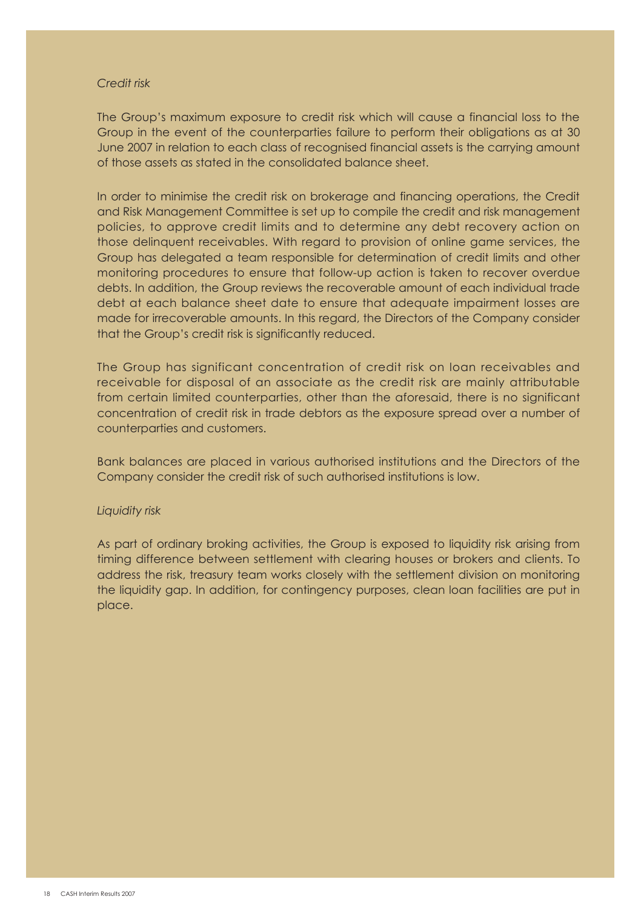*Credit risk*

The Group's maximum exposure to credit risk which will cause a financial loss to the Group in the event of the counterparties failure to perform their obligations as at 30 June 2007 in relation to each class of recognised financial assets is the carrying amount of those assets as stated in the consolidated balance sheet.

In order to minimise the credit risk on brokerage and financing operations, the Credit and Risk Management Committee is set up to compile the credit and risk management policies, to approve credit limits and to determine any debt recovery action on those delinquent receivables. With regard to provision of online game services, the Group has delegated a team responsible for determination of credit limits and other monitoring procedures to ensure that follow-up action is taken to recover overdue debts. In addition, the Group reviews the recoverable amount of each individual trade debt at each balance sheet date to ensure that adequate impairment losses are made for irrecoverable amounts. In this regard, the Directors of the Company consider that the Group's credit risk is significantly reduced.

The Group has significant concentration of credit risk on loan receivables and receivable for disposal of an associate as the credit risk are mainly attributable from certain limited counterparties, other than the aforesaid, there is no significant concentration of credit risk in trade debtors as the exposure spread over a number of counterparties and customers.

Bank balances are placed in various authorised institutions and the Directors of the Company consider the credit risk of such authorised institutions is low.

*Liquidity risk*

As part of ordinary broking activities, the Group is exposed to liquidity risk arising from timing difference between settlement with clearing houses or brokers and clients. To address the risk, treasury team works closely with the settlement division on monitoring the liquidity gap. In addition, for contingency purposes, clean loan facilities are put in place.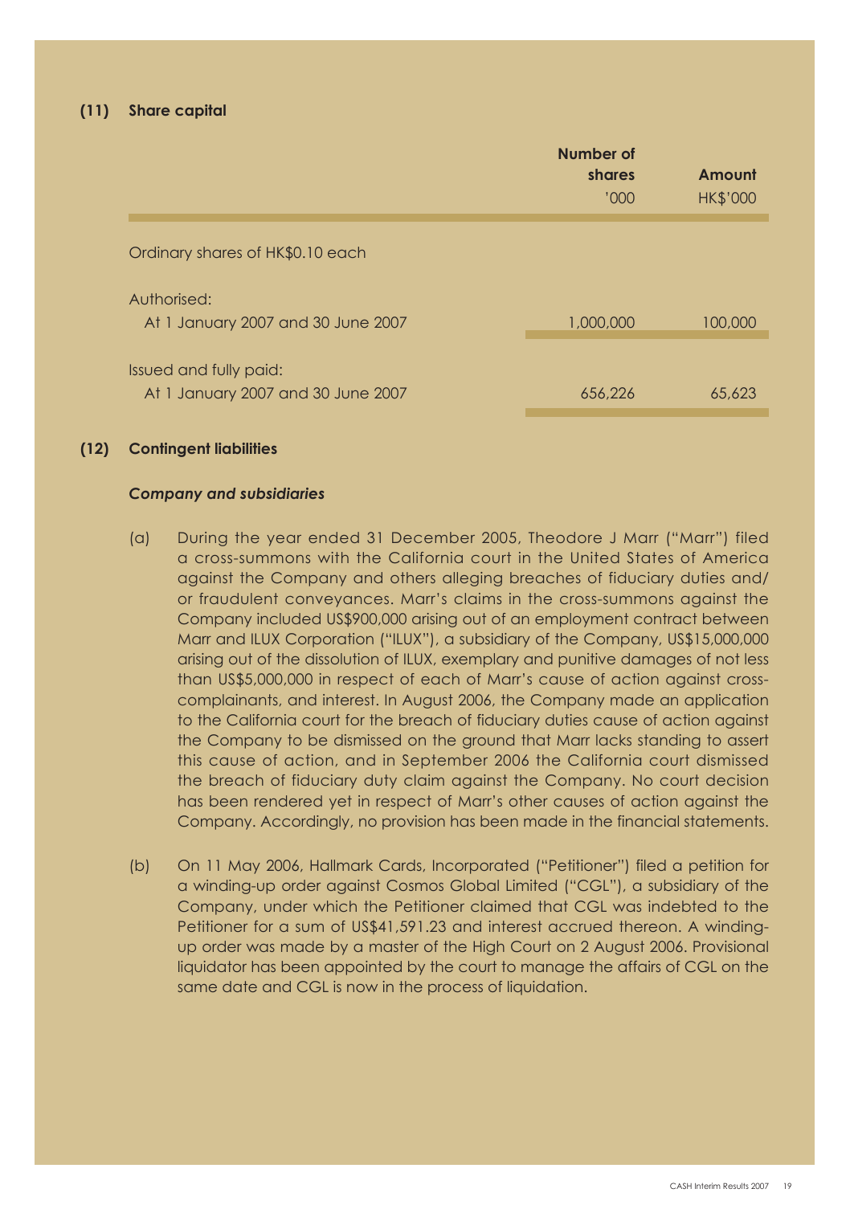## (11) Share capital

| | Number of shares '000 | Amount HK$'000 |
|---|---|---|
| Ordinary shares of HK$0.10 each | | |
| Authorised: | | |
| At 1 January 2007 and 30 June 2007 | 1,000,000 | 100,000 |
| Issued and fully paid: | | |
| At 1 January 2007 and 30 June 2007 | 656,226 | 65,623 |

## (12) Contingent liabilities

***Company and subsidiaries***

(a) During the year ended 31 December 2005, Theodore J Marr ("Marr") filed a cross-summons with the California court in the United States of America against the Company and others alleging breaches of fiduciary duties and/or fraudulent conveyances. Marr's claims in the cross-summons against the Company included US$900,000 arising out of an employment contract between Marr and ILUX Corporation ("ILUX"), a subsidiary of the Company, US$15,000,000 arising out of the dissolution of ILUX, exemplary and punitive damages of not less than US$5,000,000 in respect of each of Marr's cause of action against cross-complainants, and interest. In August 2006, the Company made an application to the California court for the breach of fiduciary duties cause of action against the Company to be dismissed on the ground that Marr lacks standing to assert this cause of action, and in September 2006 the California court dismissed the breach of fiduciary duty claim against the Company. No court decision has been rendered yet in respect of Marr's other causes of action against the Company. Accordingly, no provision has been made in the financial statements.

(b) On 11 May 2006, Hallmark Cards, Incorporated ("Petitioner") filed a petition for a winding-up order against Cosmos Global Limited ("CGL"), a subsidiary of the Company, under which the Petitioner claimed that CGL was indebted to the Petitioner for a sum of US$41,591.23 and interest accrued thereon. A winding-up order was made by a master of the High Court on 2 August 2006. Provisional liquidator has been appointed by the court to manage the affairs of CGL on the same date and CGL is now in the process of liquidation.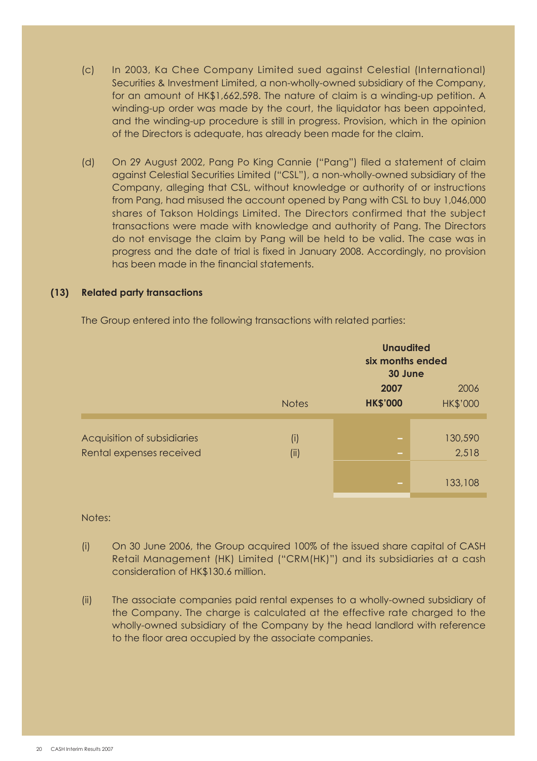(c) In 2003, Ka Chee Company Limited sued against Celestial (International) Securities & Investment Limited, a non-wholly-owned subsidiary of the Company, for an amount of HK$1,662,598. The nature of claim is a winding-up petition. A winding-up order was made by the court, the liquidator has been appointed, and the winding-up procedure is still in progress. Provision, which in the opinion of the Directors is adequate, has already been made for the claim.

(d) On 29 August 2002, Pang Po King Cannie ("Pang") filed a statement of claim against Celestial Securities Limited ("CSL"), a non-wholly-owned subsidiary of the Company, alleging that CSL, without knowledge or authority of or instructions from Pang, had misused the account opened by Pang with CSL to buy 1,046,000 shares of Takson Holdings Limited. The Directors confirmed that the subject transactions were made with knowledge and authority of Pang. The Directors do not envisage the claim by Pang will be held to be valid. The case was in progress and the date of trial is fixed in January 2008. Accordingly, no provision has been made in the financial statements.

## (13) Related party transactions

The Group entered into the following transactions with related parties:

| | Notes | Unaudited six months ended 30 June 2007 HK$'000 | 2006 HK$'000 |
|---|---|---|---|
| Acquisition of subsidiaries | (i) | – | 130,590 |
| Rental expenses received | (ii) | – | 2,518 |
| | | – | 133,108 |

Notes:

(i) On 30 June 2006, the Group acquired 100% of the issued share capital of CASH Retail Management (HK) Limited ("CRM(HK)") and its subsidiaries at a cash consideration of HK$130.6 million.

(ii) The associate companies paid rental expenses to a wholly-owned subsidiary of the Company. The charge is calculated at the effective rate charged to the wholly-owned subsidiary of the Company by the head landlord with reference to the floor area occupied by the associate companies.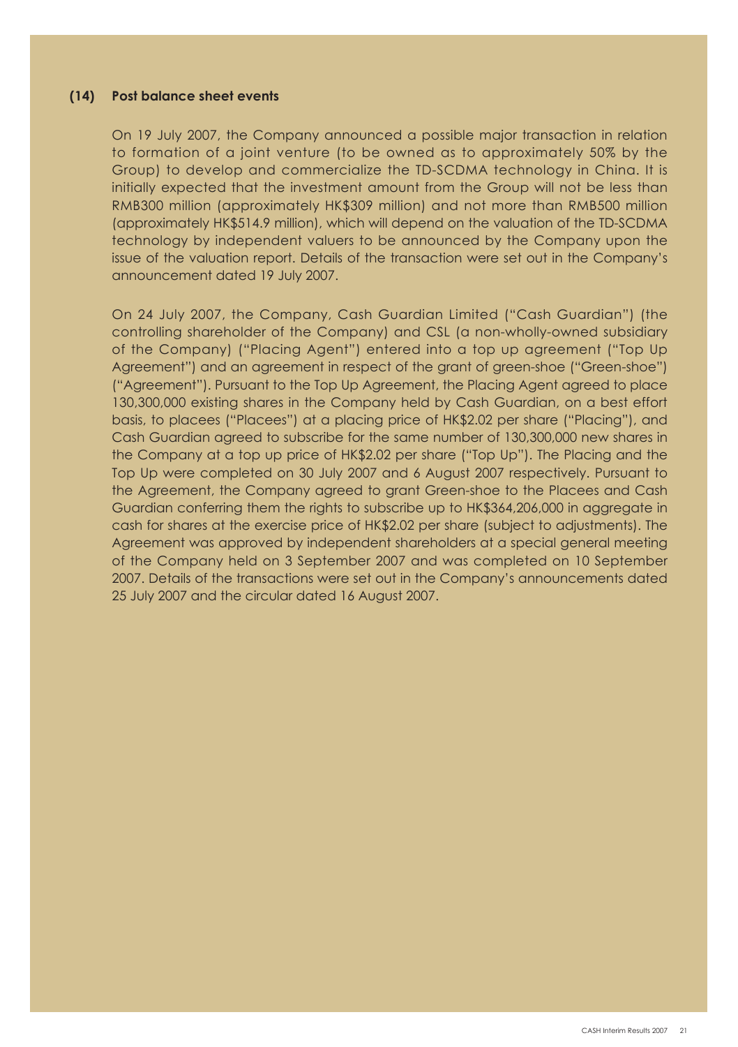**(14) Post balance sheet events**

On 19 July 2007, the Company announced a possible major transaction in relation to formation of a joint venture (to be owned as to approximately 50% by the Group) to develop and commercialize the TD-SCDMA technology in China. It is initially expected that the investment amount from the Group will not be less than RMB300 million (approximately HK$309 million) and not more than RMB500 million (approximately HK$514.9 million), which will depend on the valuation of the TD-SCDMA technology by independent valuers to be announced by the Company upon the issue of the valuation report. Details of the transaction were set out in the Company's announcement dated 19 July 2007.

On 24 July 2007, the Company, Cash Guardian Limited ("Cash Guardian") (the controlling shareholder of the Company) and CSL (a non-wholly-owned subsidiary of the Company) ("Placing Agent") entered into a top up agreement ("Top Up Agreement") and an agreement in respect of the grant of green-shoe ("Green-shoe") ("Agreement"). Pursuant to the Top Up Agreement, the Placing Agent agreed to place 130,300,000 existing shares in the Company held by Cash Guardian, on a best effort basis, to placees ("Placees") at a placing price of HK$2.02 per share ("Placing"), and Cash Guardian agreed to subscribe for the same number of 130,300,000 new shares in the Company at a top up price of HK$2.02 per share ("Top Up"). The Placing and the Top Up were completed on 30 July 2007 and 6 August 2007 respectively. Pursuant to the Agreement, the Company agreed to grant Green-shoe to the Placees and Cash Guardian conferring them the rights to subscribe up to HK$364,206,000 in aggregate in cash for shares at the exercise price of HK$2.02 per share (subject to adjustments). The Agreement was approved by independent shareholders at a special general meeting of the Company held on 3 September 2007 and was completed on 10 September 2007. Details of the transactions were set out in the Company's announcements dated 25 July 2007 and the circular dated 16 August 2007.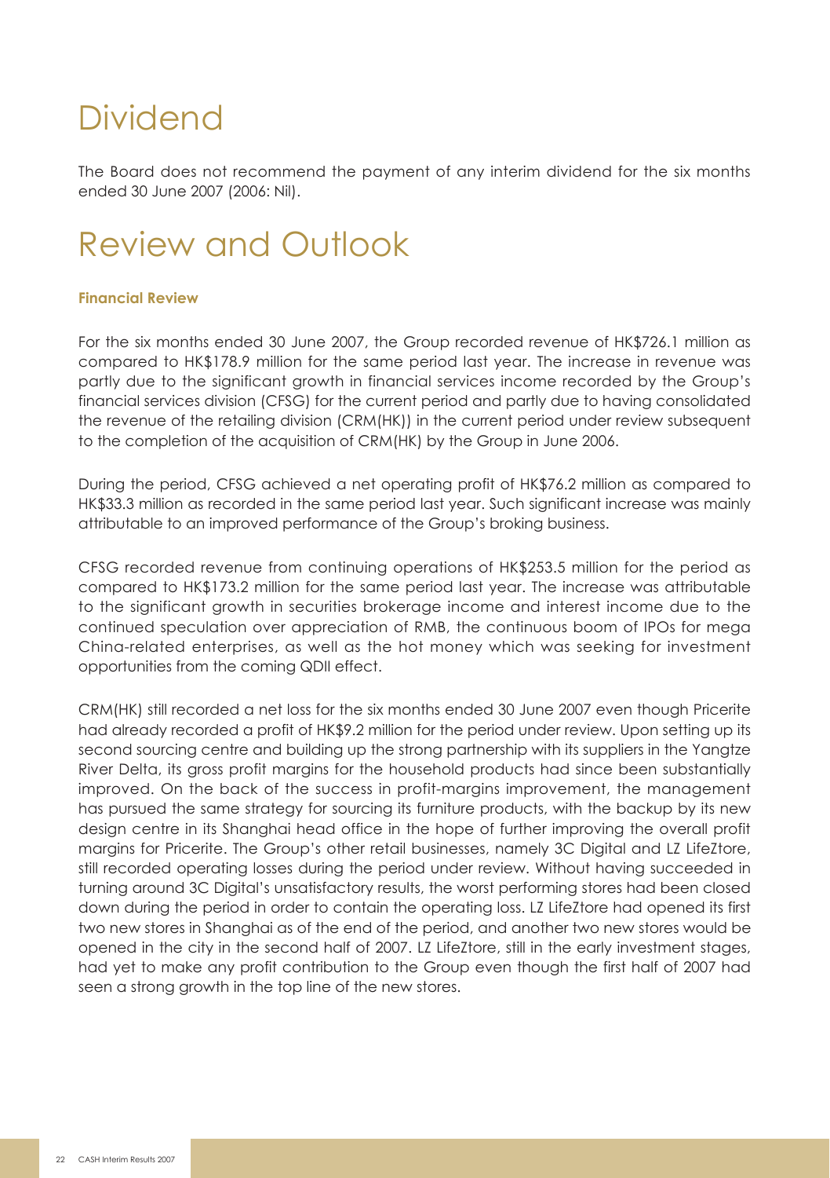# Dividend

The Board does not recommend the payment of any interim dividend for the six months ended 30 June 2007 (2006: Nil).

# Review and Outlook

### Financial Review

For the six months ended 30 June 2007, the Group recorded revenue of HK$726.1 million as compared to HK$178.9 million for the same period last year. The increase in revenue was partly due to the significant growth in financial services income recorded by the Group's financial services division (CFSG) for the current period and partly due to having consolidated the revenue of the retailing division (CRM(HK)) in the current period under review subsequent to the completion of the acquisition of CRM(HK) by the Group in June 2006.

During the period, CFSG achieved a net operating profit of HK$76.2 million as compared to HK$33.3 million as recorded in the same period last year. Such significant increase was mainly attributable to an improved performance of the Group's broking business.

CFSG recorded revenue from continuing operations of HK$253.5 million for the period as compared to HK$173.2 million for the same period last year. The increase was attributable to the significant growth in securities brokerage income and interest income due to the continued speculation over appreciation of RMB, the continuous boom of IPOs for mega China-related enterprises, as well as the hot money which was seeking for investment opportunities from the coming QDII effect.

CRM(HK) still recorded a net loss for the six months ended 30 June 2007 even though Pricerite had already recorded a profit of HK$9.2 million for the period under review. Upon setting up its second sourcing centre and building up the strong partnership with its suppliers in the Yangtze River Delta, its gross profit margins for the household products had since been substantially improved. On the back of the success in profit-margins improvement, the management has pursued the same strategy for sourcing its furniture products, with the backup by its new design centre in its Shanghai head office in the hope of further improving the overall profit margins for Pricerite. The Group's other retail businesses, namely 3C Digital and LZ LifeZtore, still recorded operating losses during the period under review. Without having succeeded in turning around 3C Digital's unsatisfactory results, the worst performing stores had been closed down during the period in order to contain the operating loss. LZ LifeZtore had opened its first two new stores in Shanghai as of the end of the period, and another two new stores would be opened in the city in the second half of 2007. LZ LifeZtore, still in the early investment stages, had yet to make any profit contribution to the Group even though the first half of 2007 had seen a strong growth in the top line of the new stores.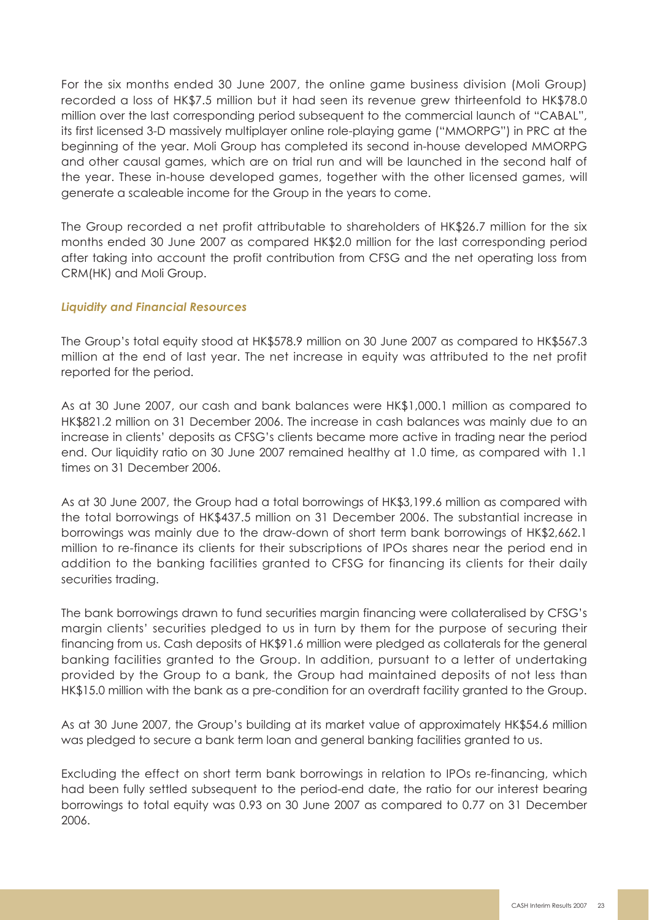For the six months ended 30 June 2007, the online game business division (Moli Group) recorded a loss of HK$7.5 million but it had seen its revenue grew thirteenfold to HK$78.0 million over the last corresponding period subsequent to the commercial launch of "CABAL", its first licensed 3-D massively multiplayer online role-playing game ("MMORPG") in PRC at the beginning of the year. Moli Group has completed its second in-house developed MMORPG and other causal games, which are on trial run and will be launched in the second half of the year. These in-house developed games, together with the other licensed games, will generate a scaleable income for the Group in the years to come.

The Group recorded a net profit attributable to shareholders of HK$26.7 million for the six months ended 30 June 2007 as compared HK$2.0 million for the last corresponding period after taking into account the profit contribution from CFSG and the net operating loss from CRM(HK) and Moli Group.

### *Liquidity and Financial Resources*

The Group's total equity stood at HK$578.9 million on 30 June 2007 as compared to HK$567.3 million at the end of last year. The net increase in equity was attributed to the net profit reported for the period.

As at 30 June 2007, our cash and bank balances were HK$1,000.1 million as compared to HK$821.2 million on 31 December 2006. The increase in cash balances was mainly due to an increase in clients' deposits as CFSG's clients became more active in trading near the period end. Our liquidity ratio on 30 June 2007 remained healthy at 1.0 time, as compared with 1.1 times on 31 December 2006.

As at 30 June 2007, the Group had a total borrowings of HK$3,199.6 million as compared with the total borrowings of HK$437.5 million on 31 December 2006. The substantial increase in borrowings was mainly due to the draw-down of short term bank borrowings of HK$2,662.1 million to re-finance its clients for their subscriptions of IPOs shares near the period end in addition to the banking facilities granted to CFSG for financing its clients for their daily securities trading.

The bank borrowings drawn to fund securities margin financing were collateralised by CFSG's margin clients' securities pledged to us in turn by them for the purpose of securing their financing from us. Cash deposits of HK$91.6 million were pledged as collaterals for the general banking facilities granted to the Group. In addition, pursuant to a letter of undertaking provided by the Group to a bank, the Group had maintained deposits of not less than HK$15.0 million with the bank as a pre-condition for an overdraft facility granted to the Group.

As at 30 June 2007, the Group's building at its market value of approximately HK$54.6 million was pledged to secure a bank term loan and general banking facilities granted to us.

Excluding the effect on short term bank borrowings in relation to IPOs re-financing, which had been fully settled subsequent to the period-end date, the ratio for our interest bearing borrowings to total equity was 0.93 on 30 June 2007 as compared to 0.77 on 31 December 2006.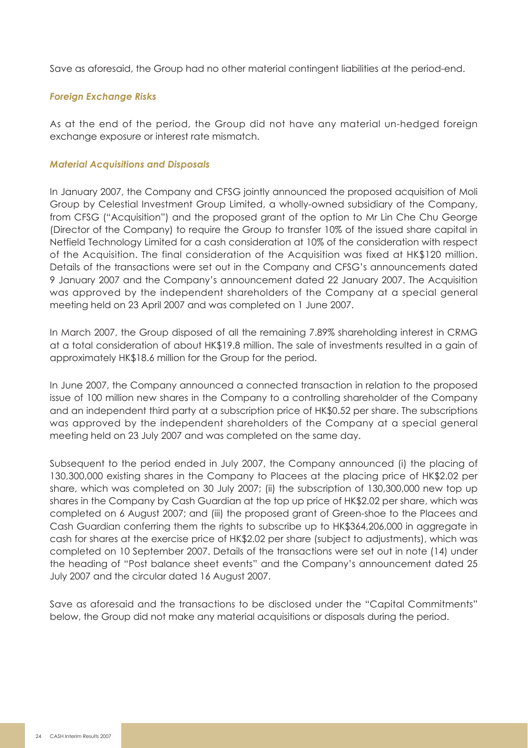Save as aforesaid, the Group had no other material contingent liabilities at the period-end.

### *Foreign Exchange Risks*

As at the end of the period, the Group did not have any material un-hedged foreign exchange exposure or interest rate mismatch.

### *Material Acquisitions and Disposals*

In January 2007, the Company and CFSG jointly announced the proposed acquisition of Moli Group by Celestial Investment Group Limited, a wholly-owned subsidiary of the Company, from CFSG ("Acquisition") and the proposed grant of the option to Mr Lin Che Chu George (Director of the Company) to require the Group to transfer 10% of the issued share capital in Netfield Technology Limited for a cash consideration at 10% of the consideration with respect of the Acquisition. The final consideration of the Acquisition was fixed at HK$120 million. Details of the transactions were set out in the Company and CFSG's announcements dated 9 January 2007 and the Company's announcement dated 22 January 2007. The Acquisition was approved by the independent shareholders of the Company at a special general meeting held on 23 April 2007 and was completed on 1 June 2007.

In March 2007, the Group disposed of all the remaining 7.89% shareholding interest in CRMG at a total consideration of about HK$19.8 million. The sale of investments resulted in a gain of approximately HK$18.6 million for the Group for the period.

In June 2007, the Company announced a connected transaction in relation to the proposed issue of 100 million new shares in the Company to a controlling shareholder of the Company and an independent third party at a subscription price of HK$0.52 per share. The subscriptions was approved by the independent shareholders of the Company at a special general meeting held on 23 July 2007 and was completed on the same day.

Subsequent to the period ended in July 2007, the Company announced (i) the placing of 130,300,000 existing shares in the Company to Placees at the placing price of HK$2.02 per share, which was completed on 30 July 2007; (ii) the subscription of 130,300,000 new top up shares in the Company by Cash Guardian at the top up price of HK$2.02 per share, which was completed on 6 August 2007; and (iii) the proposed grant of Green-shoe to the Placees and Cash Guardian conferring them the rights to subscribe up to HK$364,206,000 in aggregate in cash for shares at the exercise price of HK$2.02 per share (subject to adjustments), which was completed on 10 September 2007. Details of the transactions were set out in note (14) under the heading of "Post balance sheet events" and the Company's announcement dated 25 July 2007 and the circular dated 16 August 2007.

Save as aforesaid and the transactions to be disclosed under the "Capital Commitments" below, the Group did not make any material acquisitions or disposals during the period.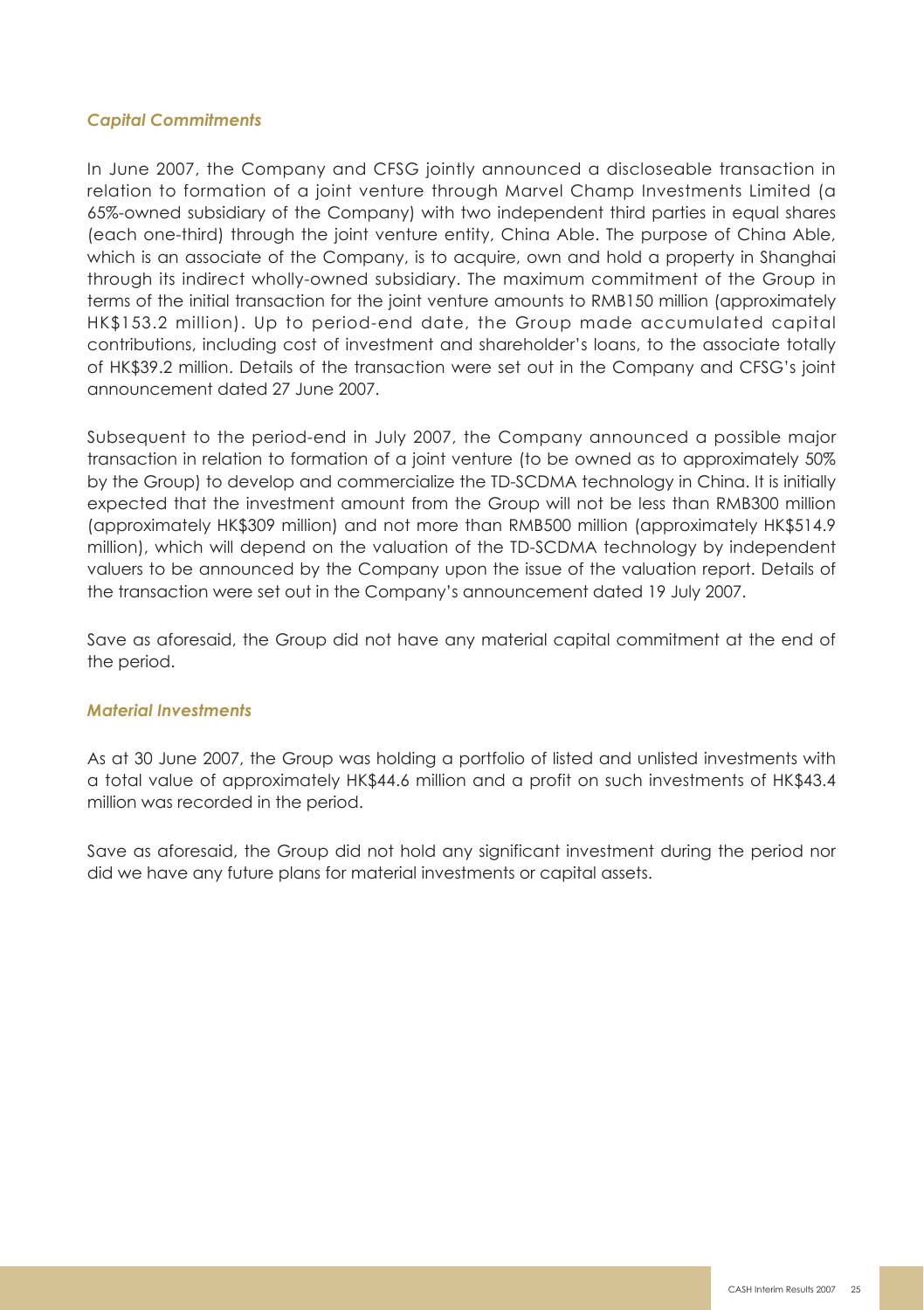### *Capital Commitments*

In June 2007, the Company and CFSG jointly announced a discloseable transaction in relation to formation of a joint venture through Marvel Champ Investments Limited (a 65%-owned subsidiary of the Company) with two independent third parties in equal shares (each one-third) through the joint venture entity, China Able. The purpose of China Able, which is an associate of the Company, is to acquire, own and hold a property in Shanghai through its indirect wholly-owned subsidiary. The maximum commitment of the Group in terms of the initial transaction for the joint venture amounts to RMB150 million (approximately HK$153.2 million). Up to period-end date, the Group made accumulated capital contributions, including cost of investment and shareholder's loans, to the associate totally of HK$39.2 million. Details of the transaction were set out in the Company and CFSG's joint announcement dated 27 June 2007.

Subsequent to the period-end in July 2007, the Company announced a possible major transaction in relation to formation of a joint venture (to be owned as to approximately 50% by the Group) to develop and commercialize the TD-SCDMA technology in China. It is initially expected that the investment amount from the Group will not be less than RMB300 million (approximately HK$309 million) and not more than RMB500 million (approximately HK$514.9 million), which will depend on the valuation of the TD-SCDMA technology by independent valuers to be announced by the Company upon the issue of the valuation report. Details of the transaction were set out in the Company's announcement dated 19 July 2007.

Save as aforesaid, the Group did not have any material capital commitment at the end of the period.

### *Material Investments*

As at 30 June 2007, the Group was holding a portfolio of listed and unlisted investments with a total value of approximately HK$44.6 million and a profit on such investments of HK$43.4 million was recorded in the period.

Save as aforesaid, the Group did not hold any significant investment during the period nor did we have any future plans for material investments or capital assets.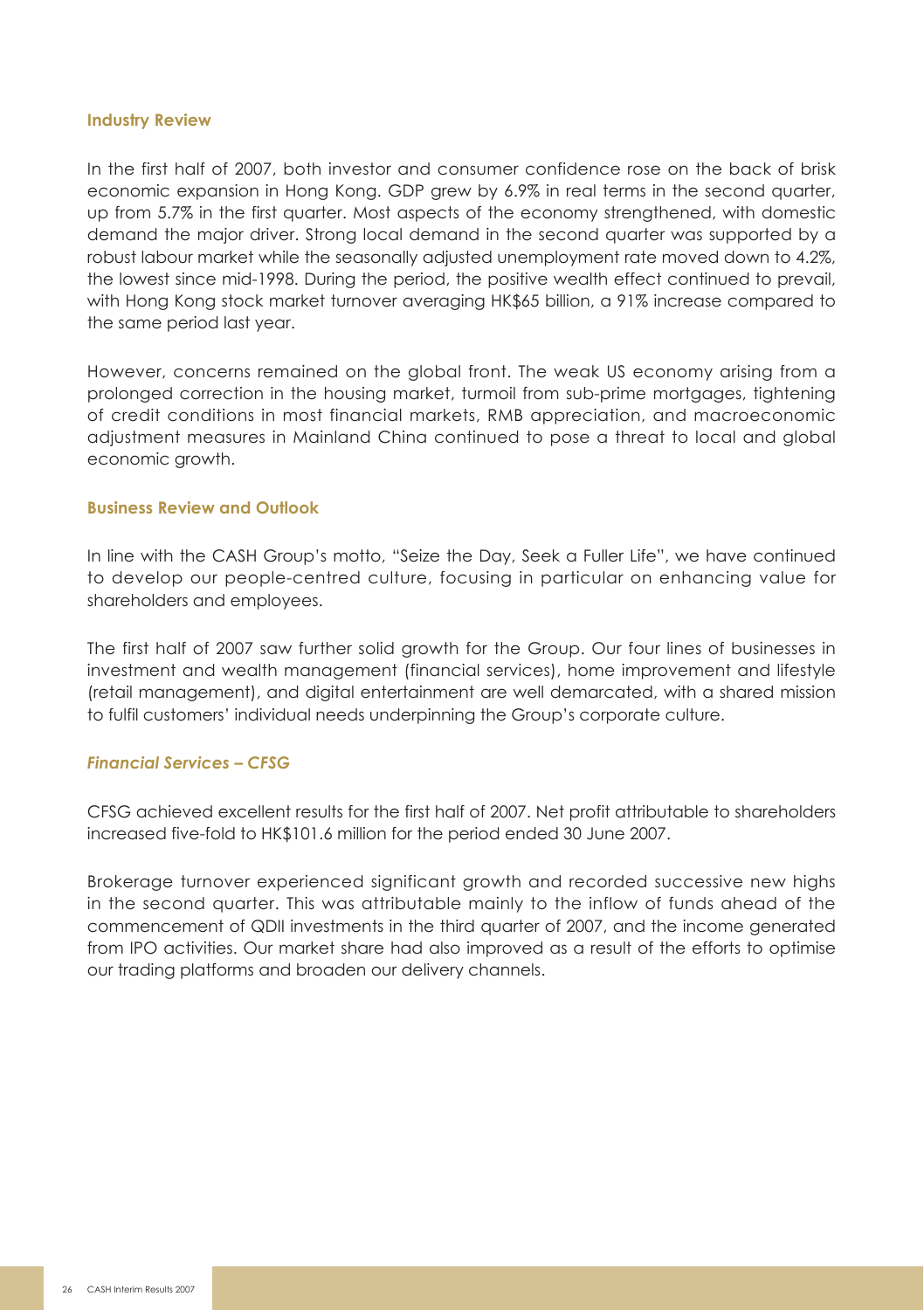### Industry Review

In the first half of 2007, both investor and consumer confidence rose on the back of brisk economic expansion in Hong Kong. GDP grew by 6.9% in real terms in the second quarter, up from 5.7% in the first quarter. Most aspects of the economy strengthened, with domestic demand the major driver. Strong local demand in the second quarter was supported by a robust labour market while the seasonally adjusted unemployment rate moved down to 4.2%, the lowest since mid-1998. During the period, the positive wealth effect continued to prevail, with Hong Kong stock market turnover averaging HK$65 billion, a 91% increase compared to the same period last year.

However, concerns remained on the global front. The weak US economy arising from a prolonged correction in the housing market, turmoil from sub-prime mortgages, tightening of credit conditions in most financial markets, RMB appreciation, and macroeconomic adjustment measures in Mainland China continued to pose a threat to local and global economic growth.

### Business Review and Outlook

In line with the CASH Group's motto, "Seize the Day, Seek a Fuller Life", we have continued to develop our people-centred culture, focusing in particular on enhancing value for shareholders and employees.

The first half of 2007 saw further solid growth for the Group. Our four lines of businesses in investment and wealth management (financial services), home improvement and lifestyle (retail management), and digital entertainment are well demarcated, with a shared mission to fulfil customers' individual needs underpinning the Group's corporate culture.

#### *Financial Services – CFSG*

CFSG achieved excellent results for the first half of 2007. Net profit attributable to shareholders increased five-fold to HK$101.6 million for the period ended 30 June 2007.

Brokerage turnover experienced significant growth and recorded successive new highs in the second quarter. This was attributable mainly to the inflow of funds ahead of the commencement of QDII investments in the third quarter of 2007, and the income generated from IPO activities. Our market share had also improved as a result of the efforts to optimise our trading platforms and broaden our delivery channels.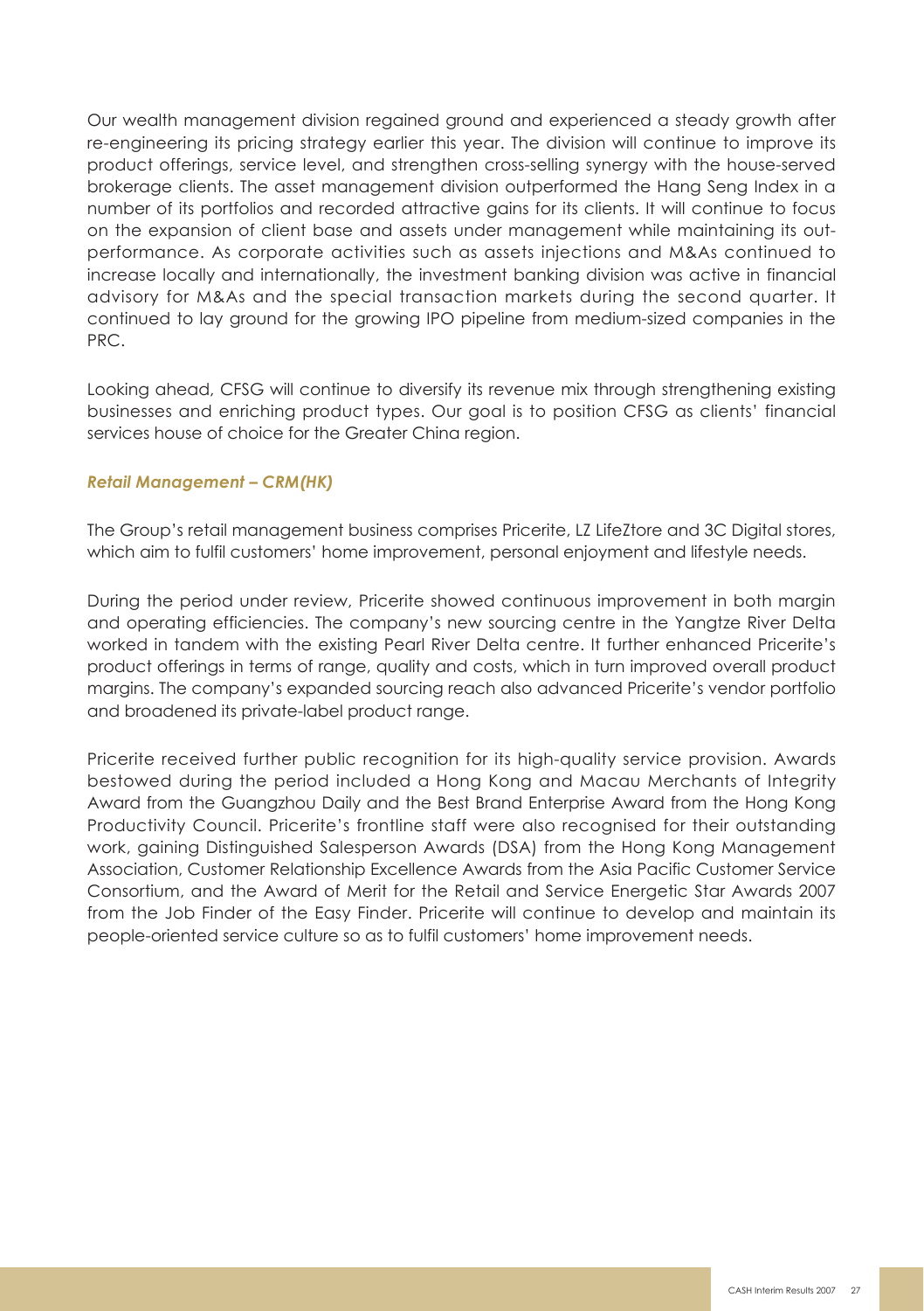Our wealth management division regained ground and experienced a steady growth after re-engineering its pricing strategy earlier this year. The division will continue to improve its product offerings, service level, and strengthen cross-selling synergy with the house-served brokerage clients. The asset management division outperformed the Hang Seng Index in a number of its portfolios and recorded attractive gains for its clients. It will continue to focus on the expansion of client base and assets under management while maintaining its out-performance. As corporate activities such as assets injections and M&As continued to increase locally and internationally, the investment banking division was active in financial advisory for M&As and the special transaction markets during the second quarter. It continued to lay ground for the growing IPO pipeline from medium-sized companies in the PRC.

Looking ahead, CFSG will continue to diversify its revenue mix through strengthening existing businesses and enriching product types. Our goal is to position CFSG as clients' financial services house of choice for the Greater China region.

***Retail Management – CRM(HK)***

The Group's retail management business comprises Pricerite, LZ LifeZtore and 3C Digital stores, which aim to fulfil customers' home improvement, personal enjoyment and lifestyle needs.

During the period under review, Pricerite showed continuous improvement in both margin and operating efficiencies. The company's new sourcing centre in the Yangtze River Delta worked in tandem with the existing Pearl River Delta centre. It further enhanced Pricerite's product offerings in terms of range, quality and costs, which in turn improved overall product margins. The company's expanded sourcing reach also advanced Pricerite's vendor portfolio and broadened its private-label product range.

Pricerite received further public recognition for its high-quality service provision. Awards bestowed during the period included a Hong Kong and Macau Merchants of Integrity Award from the Guangzhou Daily and the Best Brand Enterprise Award from the Hong Kong Productivity Council. Pricerite's frontline staff were also recognised for their outstanding work, gaining Distinguished Salesperson Awards (DSA) from the Hong Kong Management Association, Customer Relationship Excellence Awards from the Asia Pacific Customer Service Consortium, and the Award of Merit for the Retail and Service Energetic Star Awards 2007 from the Job Finder of the Easy Finder. Pricerite will continue to develop and maintain its people-oriented service culture so as to fulfil customers' home improvement needs.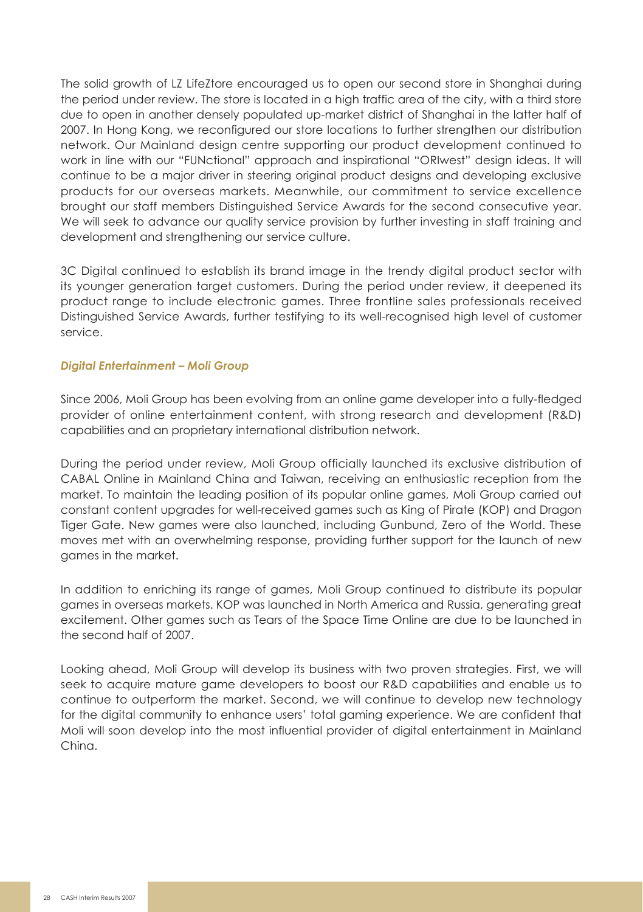The solid growth of LZ LifeZtore encouraged us to open our second store in Shanghai during the period under review. The store is located in a high traffic area of the city, with a third store due to open in another densely populated up-market district of Shanghai in the latter half of 2007. In Hong Kong, we reconfigured our store locations to further strengthen our distribution network. Our Mainland design centre supporting our product development continued to work in line with our "FUNctional" approach and inspirational "ORIwest" design ideas. It will continue to be a major driver in steering original product designs and developing exclusive products for our overseas markets. Meanwhile, our commitment to service excellence brought our staff members Distinguished Service Awards for the second consecutive year. We will seek to advance our quality service provision by further investing in staff training and development and strengthening our service culture.

3C Digital continued to establish its brand image in the trendy digital product sector with its younger generation target customers. During the period under review, it deepened its product range to include electronic games. Three frontline sales professionals received Distinguished Service Awards, further testifying to its well-recognised high level of customer service.

***Digital Entertainment – Moli Group***

Since 2006, Moli Group has been evolving from an online game developer into a fully-fledged provider of online entertainment content, with strong research and development (R&D) capabilities and an proprietary international distribution network.

During the period under review, Moli Group officially launched its exclusive distribution of CABAL Online in Mainland China and Taiwan, receiving an enthusiastic reception from the market. To maintain the leading position of its popular online games, Moli Group carried out constant content upgrades for well-received games such as King of Pirate (KOP) and Dragon Tiger Gate. New games were also launched, including Gunbund, Zero of the World. These moves met with an overwhelming response, providing further support for the launch of new games in the market.

In addition to enriching its range of games, Moli Group continued to distribute its popular games in overseas markets. KOP was launched in North America and Russia, generating great excitement. Other games such as Tears of the Space Time Online are due to be launched in the second half of 2007.

Looking ahead, Moli Group will develop its business with two proven strategies. First, we will seek to acquire mature game developers to boost our R&D capabilities and enable us to continue to outperform the market. Second, we will continue to develop new technology for the digital community to enhance users' total gaming experience. We are confident that Moli will soon develop into the most influential provider of digital entertainment in Mainland China.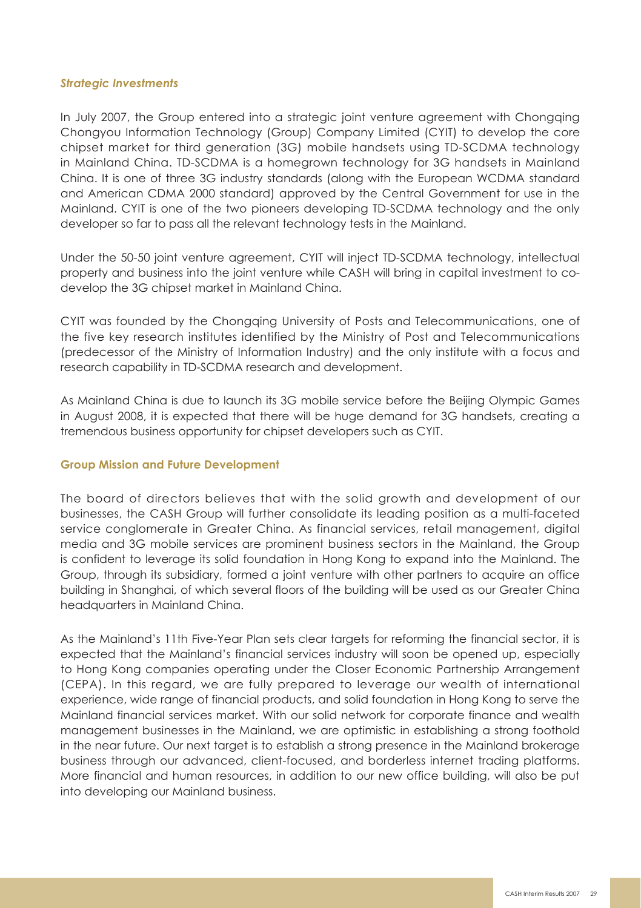### *Strategic Investments*

In July 2007, the Group entered into a strategic joint venture agreement with Chongqing Chongyou Information Technology (Group) Company Limited (CYIT) to develop the core chipset market for third generation (3G) mobile handsets using TD-SCDMA technology in Mainland China. TD-SCDMA is a homegrown technology for 3G handsets in Mainland China. It is one of three 3G industry standards (along with the European WCDMA standard and American CDMA 2000 standard) approved by the Central Government for use in the Mainland. CYIT is one of the two pioneers developing TD-SCDMA technology and the only developer so far to pass all the relevant technology tests in the Mainland.

Under the 50-50 joint venture agreement, CYIT will inject TD-SCDMA technology, intellectual property and business into the joint venture while CASH will bring in capital investment to co-develop the 3G chipset market in Mainland China.

CYIT was founded by the Chongqing University of Posts and Telecommunications, one of the five key research institutes identified by the Ministry of Post and Telecommunications (predecessor of the Ministry of Information Industry) and the only institute with a focus and research capability in TD-SCDMA research and development.

As Mainland China is due to launch its 3G mobile service before the Beijing Olympic Games in August 2008, it is expected that there will be huge demand for 3G handsets, creating a tremendous business opportunity for chipset developers such as CYIT.

### Group Mission and Future Development

The board of directors believes that with the solid growth and development of our businesses, the CASH Group will further consolidate its leading position as a multi-faceted service conglomerate in Greater China. As financial services, retail management, digital media and 3G mobile services are prominent business sectors in the Mainland, the Group is confident to leverage its solid foundation in Hong Kong to expand into the Mainland. The Group, through its subsidiary, formed a joint venture with other partners to acquire an office building in Shanghai, of which several floors of the building will be used as our Greater China headquarters in Mainland China.

As the Mainland's 11th Five-Year Plan sets clear targets for reforming the financial sector, it is expected that the Mainland's financial services industry will soon be opened up, especially to Hong Kong companies operating under the Closer Economic Partnership Arrangement (CEPA). In this regard, we are fully prepared to leverage our wealth of international experience, wide range of financial products, and solid foundation in Hong Kong to serve the Mainland financial services market. With our solid network for corporate finance and wealth management businesses in the Mainland, we are optimistic in establishing a strong foothold in the near future. Our next target is to establish a strong presence in the Mainland brokerage business through our advanced, client-focused, and borderless internet trading platforms. More financial and human resources, in addition to our new office building, will also be put into developing our Mainland business.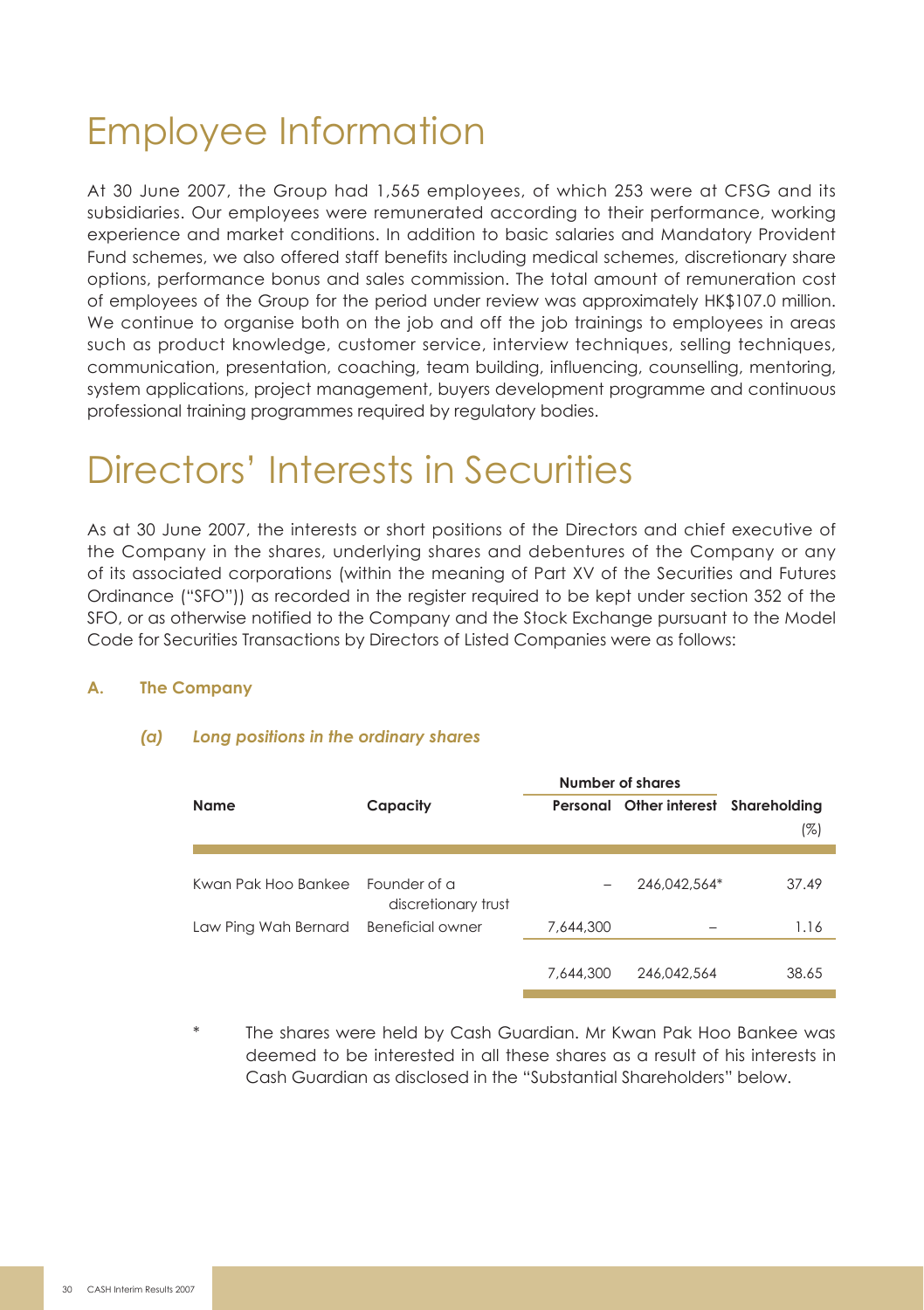# Employee Information

At 30 June 2007, the Group had 1,565 employees, of which 253 were at CFSG and its subsidiaries. Our employees were remunerated according to their performance, working experience and market conditions. In addition to basic salaries and Mandatory Provident Fund schemes, we also offered staff benefits including medical schemes, discretionary share options, performance bonus and sales commission. The total amount of remuneration cost of employees of the Group for the period under review was approximately HK$107.0 million. We continue to organise both on the job and off the job trainings to employees in areas such as product knowledge, customer service, interview techniques, selling techniques, communication, presentation, coaching, team building, influencing, counselling, mentoring, system applications, project management, buyers development programme and continuous professional training programmes required by regulatory bodies.

# Directors' Interests in Securities

As at 30 June 2007, the interests or short positions of the Directors and chief executive of the Company in the shares, underlying shares and debentures of the Company or any of its associated corporations (within the meaning of Part XV of the Securities and Futures Ordinance ("SFO")) as recorded in the register required to be kept under section 352 of the SFO, or as otherwise notified to the Company and the Stock Exchange pursuant to the Model Code for Securities Transactions by Directors of Listed Companies were as follows:

### A. The Company

#### *(a) Long positions in the ordinary shares*

| Name | Capacity | Number of shares | | Shareholding |
|---|---|---|---|---|
| | | Personal | Other interest | (%) |
| Kwan Pak Hoo Bankee | Founder of a discretionary trust | – | 246,042,564* | 37.49 |
| Law Ping Wah Bernard | Beneficial owner | 7,644,300 | – | 1.16 |
| | | 7,644,300 | 246,042,564 | 38.65 |

\* The shares were held by Cash Guardian. Mr Kwan Pak Hoo Bankee was deemed to be interested in all these shares as a result of his interests in Cash Guardian as disclosed in the "Substantial Shareholders" below.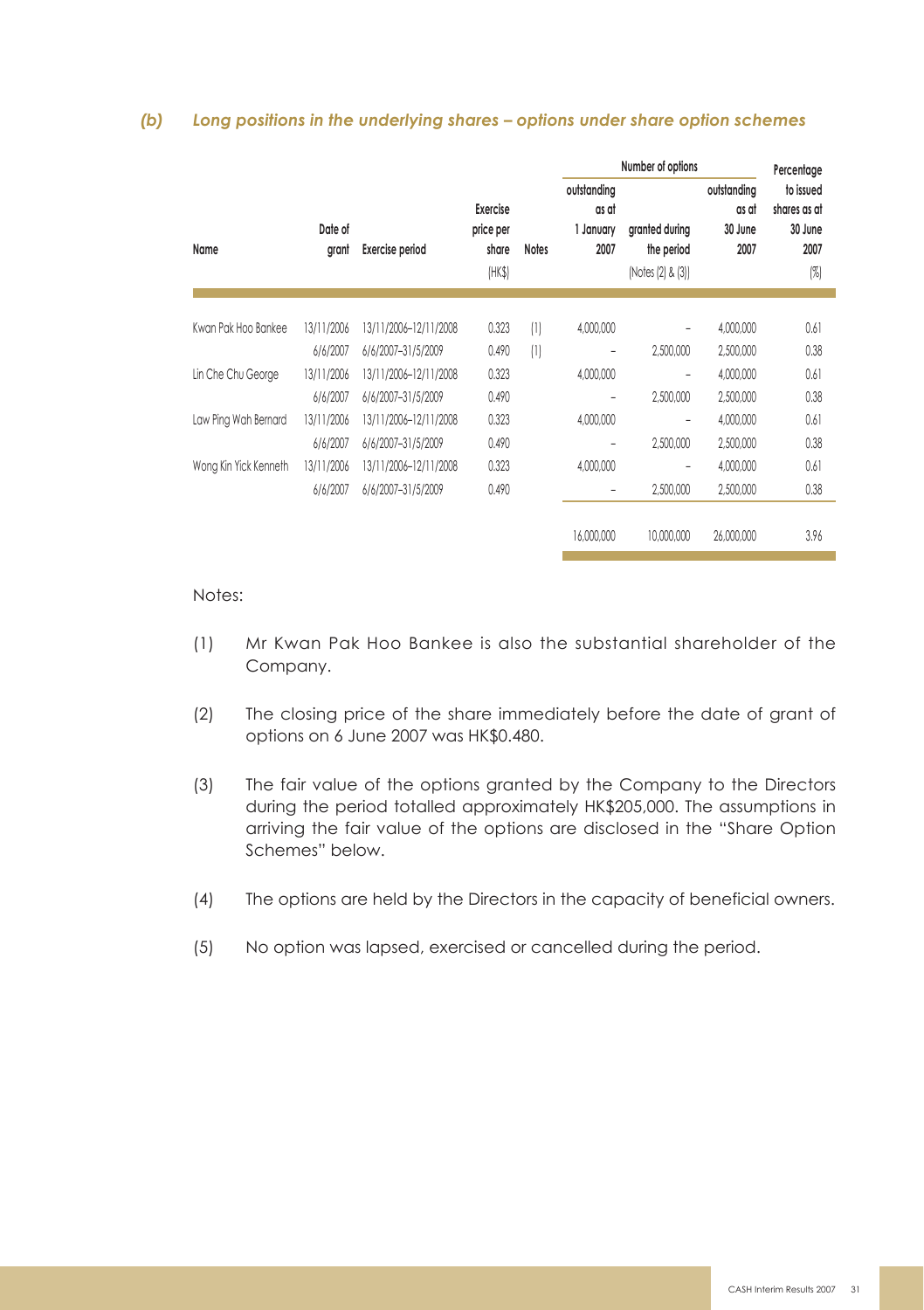### *(b) Long positions in the underlying shares – options under share option schemes*

| Name | Date of grant | Exercise period | Exercise price per share (HK$) | Notes | Number of options | | | Percentage to issued shares as at 30 June 2007 (%) |
|---|---|---|---|---|---|---|---|---|
| | | | | | outstanding as at 1 January 2007 | granted during the period (Notes (2) & (3)) | outstanding as at 30 June 2007 | |
| Kwan Pak Hoo Bankee | 13/11/2006 | 13/11/2006–12/11/2008 | 0.323 | (1) | 4,000,000 | – | 4,000,000 | 0.61 |
| | 6/6/2007 | 6/6/2007–31/5/2009 | 0.490 | (1) | – | 2,500,000 | 2,500,000 | 0.38 |
| Lin Che Chu George | 13/11/2006 | 13/11/2006–12/11/2008 | 0.323 | | 4,000,000 | – | 4,000,000 | 0.61 |
| | 6/6/2007 | 6/6/2007–31/5/2009 | 0.490 | | – | 2,500,000 | 2,500,000 | 0.38 |
| Law Ping Wah Bernard | 13/11/2006 | 13/11/2006–12/11/2008 | 0.323 | | 4,000,000 | – | 4,000,000 | 0.61 |
| | 6/6/2007 | 6/6/2007–31/5/2009 | 0.490 | | – | 2,500,000 | 2,500,000 | 0.38 |
| Wong Kin Yick Kenneth | 13/11/2006 | 13/11/2006–12/11/2008 | 0.323 | | 4,000,000 | – | 4,000,000 | 0.61 |
| | 6/6/2007 | 6/6/2007–31/5/2009 | 0.490 | | – | 2,500,000 | 2,500,000 | 0.38 |
| | | | | | 16,000,000 | 10,000,000 | 26,000,000 | 3.96 |

Notes:

(1) Mr Kwan Pak Hoo Bankee is also the substantial shareholder of the Company.

(2) The closing price of the share immediately before the date of grant of options on 6 June 2007 was HK$0.480.

(3) The fair value of the options granted by the Company to the Directors during the period totalled approximately HK$205,000. The assumptions in arriving the fair value of the options are disclosed in the "Share Option Schemes" below.

(4) The options are held by the Directors in the capacity of beneficial owners.

(5) No option was lapsed, exercised or cancelled during the period.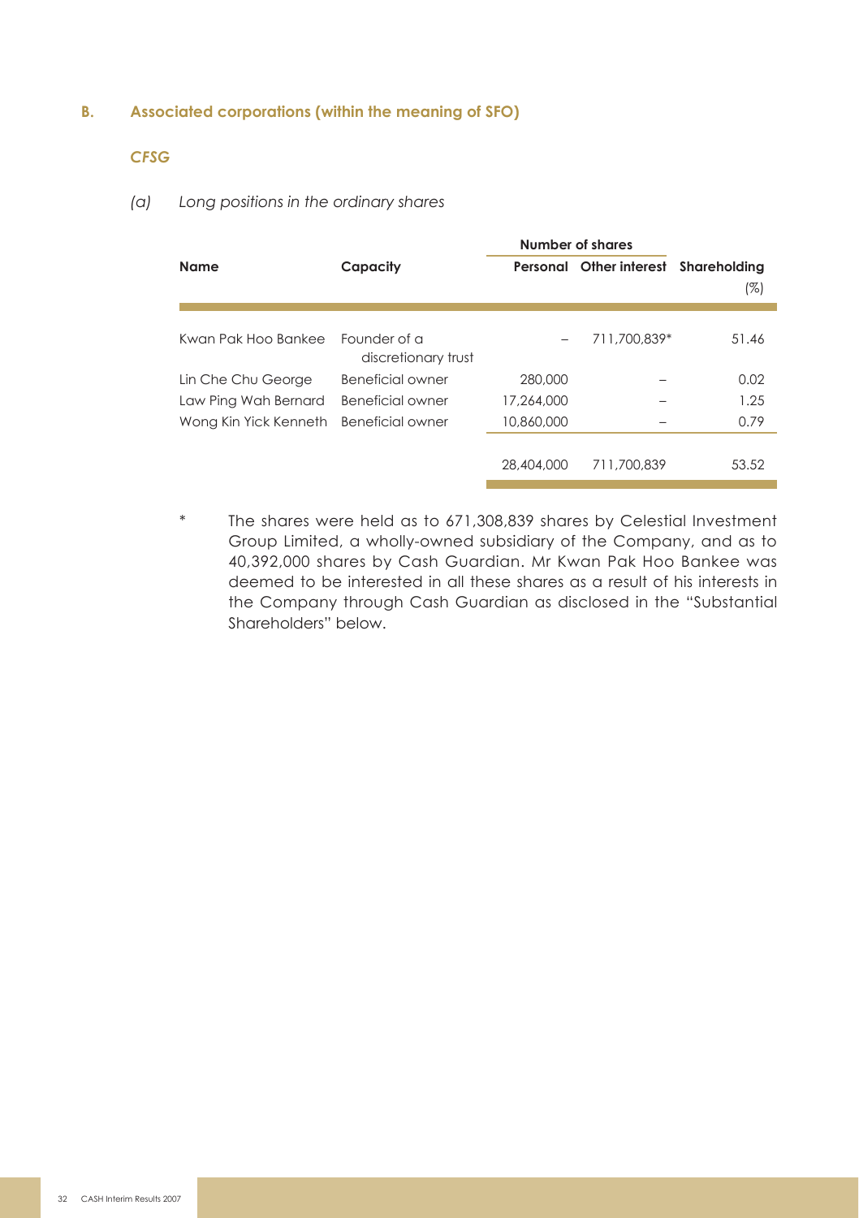### B. Associated corporations (within the meaning of SFO)

***CFSG***

*(a) Long positions in the ordinary shares*

| Name | Capacity | Number of shares | | Shareholding |
|---|---|---|---|---|
| | | Personal | Other interest | (%) |
| Kwan Pak Hoo Bankee | Founder of a discretionary trust | – | 711,700,839* | 51.46 |
| Lin Che Chu George | Beneficial owner | 280,000 | – | 0.02 |
| Law Ping Wah Bernard | Beneficial owner | 17,264,000 | – | 1.25 |
| Wong Kin Yick Kenneth | Beneficial owner | 10,860,000 | – | 0.79 |
| | | 28,404,000 | 711,700,839 | 53.52 |

\* The shares were held as to 671,308,839 shares by Celestial Investment Group Limited, a wholly-owned subsidiary of the Company, and as to 40,392,000 shares by Cash Guardian. Mr Kwan Pak Hoo Bankee was deemed to be interested in all these shares as a result of his interests in the Company through Cash Guardian as disclosed in the "Substantial Shareholders" below.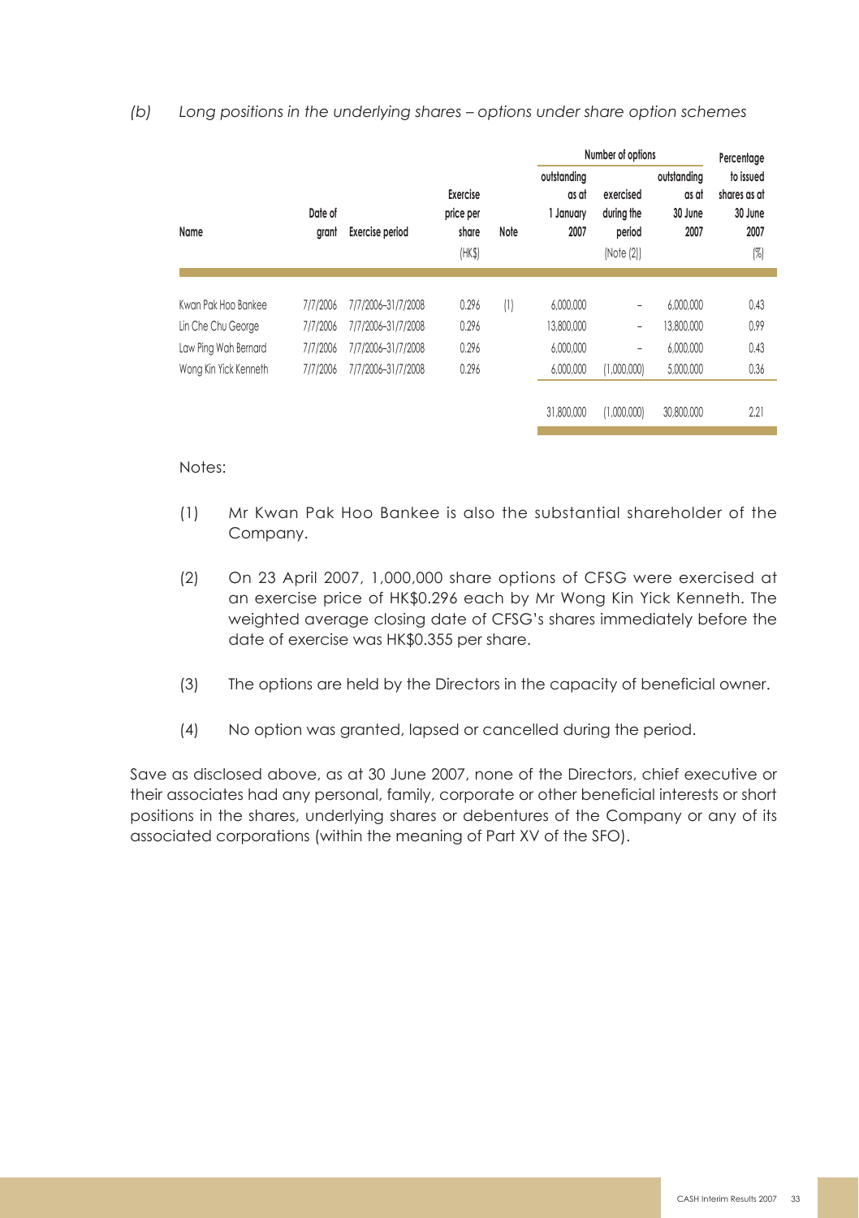*(b) Long positions in the underlying shares – options under share option schemes*

| Name | Date of grant | Exercise period | Exercise price per share (HK$) | Note | Number of options outstanding as at 1 January 2007 | Number of options exercised during the period (Note (2)) | Number of options outstanding as at 30 June 2007 | Percentage to issued shares as at 30 June 2007 (%) |
|---|---|---|---|---|---|---|---|---|
| Kwan Pak Hoo Bankee | 7/7/2006 | 7/7/2006–31/7/2008 | 0.296 | (1) | 6,000,000 | – | 6,000,000 | 0.43 |
| Lin Che Chu George | 7/7/2006 | 7/7/2006–31/7/2008 | 0.296 | | 13,800,000 | – | 13,800,000 | 0.99 |
| Law Ping Wah Bernard | 7/7/2006 | 7/7/2006–31/7/2008 | 0.296 | | 6,000,000 | – | 6,000,000 | 0.43 |
| Wong Kin Yick Kenneth | 7/7/2006 | 7/7/2006–31/7/2008 | 0.296 | | 6,000,000 | (1,000,000) | 5,000,000 | 0.36 |
| | | | | | 31,800,000 | (1,000,000) | 30,800,000 | 2.21 |

Notes:

(1) Mr Kwan Pak Hoo Bankee is also the substantial shareholder of the Company.

(2) On 23 April 2007, 1,000,000 share options of CFSG were exercised at an exercise price of HK$0.296 each by Mr Wong Kin Yick Kenneth. The weighted average closing date of CFSG's shares immediately before the date of exercise was HK$0.355 per share.

(3) The options are held by the Directors in the capacity of beneficial owner.

(4) No option was granted, lapsed or cancelled during the period.

Save as disclosed above, as at 30 June 2007, none of the Directors, chief executive or their associates had any personal, family, corporate or other beneficial interests or short positions in the shares, underlying shares or debentures of the Company or any of its associated corporations (within the meaning of Part XV of the SFO).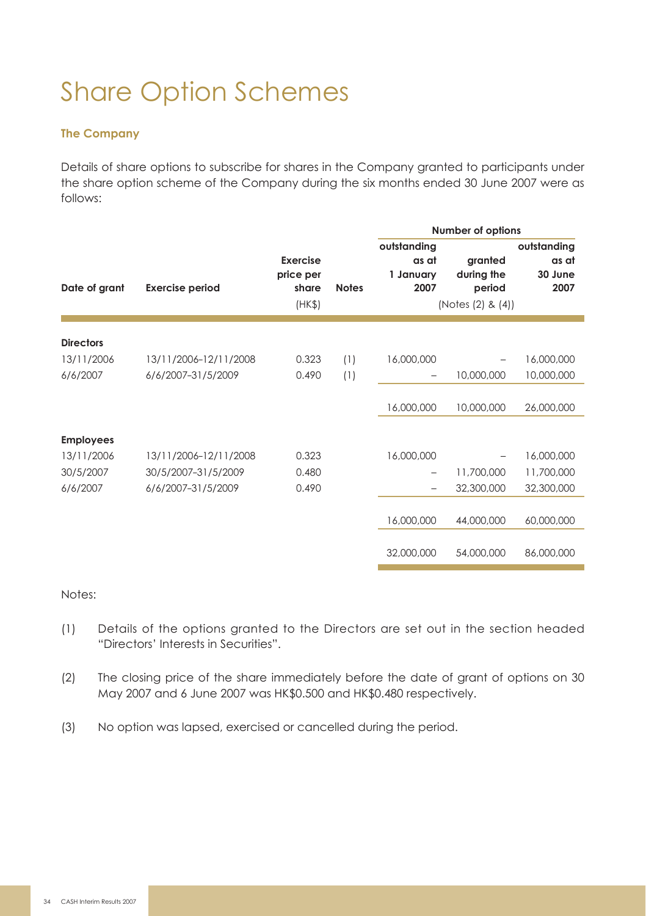# Share Option Schemes

### The Company

Details of share options to subscribe for shares in the Company granted to participants under the share option scheme of the Company during the six months ended 30 June 2007 were as follows:

| | | | | Number of options | | |
|---|---|---|---|---|---|---|
| Date of grant | Exercise period | Exercise price per share (HK$) | Notes | outstanding as at 1 January 2007 | granted during the period (Notes (2) & (4)) | outstanding as at 30 June 2007 |
| **Directors** | | | | | | |
| 13/11/2006 | 13/11/2006–12/11/2008 | 0.323 | (1) | 16,000,000 | – | 16,000,000 |
| 6/6/2007 | 6/6/2007–31/5/2009 | 0.490 | (1) | – | 10,000,000 | 10,000,000 |
| | | | | 16,000,000 | 10,000,000 | 26,000,000 |
| **Employees** | | | | | | |
| 13/11/2006 | 13/11/2006–12/11/2008 | 0.323 | | 16,000,000 | – | 16,000,000 |
| 30/5/2007 | 30/5/2007–31/5/2009 | 0.480 | | – | 11,700,000 | 11,700,000 |
| 6/6/2007 | 6/6/2007–31/5/2009 | 0.490 | | – | 32,300,000 | 32,300,000 |
| | | | | 16,000,000 | 44,000,000 | 60,000,000 |
| | | | | 32,000,000 | 54,000,000 | 86,000,000 |

Notes:

(1) Details of the options granted to the Directors are set out in the section headed "Directors' Interests in Securities".

(2) The closing price of the share immediately before the date of grant of options on 30 May 2007 and 6 June 2007 was HK$0.500 and HK$0.480 respectively.

(3) No option was lapsed, exercised or cancelled during the period.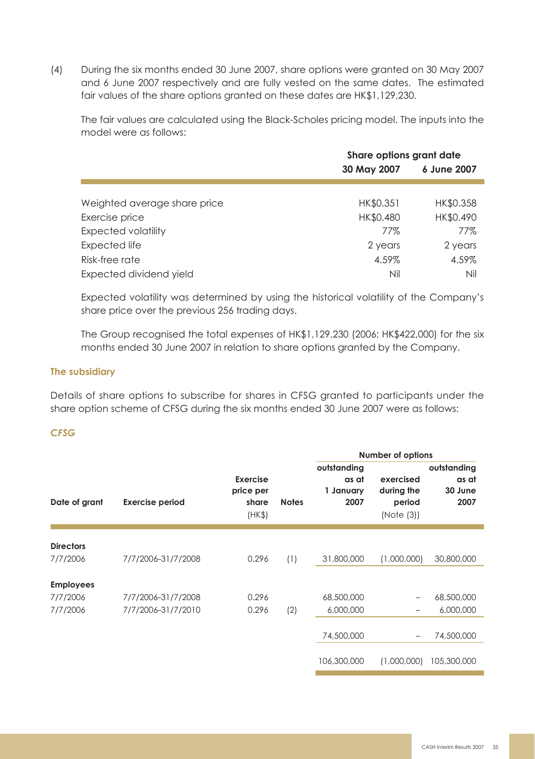(4) During the six months ended 30 June 2007, share options were granted on 30 May 2007 and 6 June 2007 respectively and are fully vested on the same dates. The estimated fair values of the share options granted on these dates are HK$1,129,230.

The fair values are calculated using the Black-Scholes pricing model. The inputs into the model were as follows:

| | Share options grant date | |
|---|---|---|
| | **30 May 2007** | **6 June 2007** |
| Weighted average share price | HK$0.351 | HK$0.358 |
| Exercise price | HK$0.480 | HK$0.490 |
| Expected volatility | 77% | 77% |
| Expected life | 2 years | 2 years |
| Risk-free rate | 4.59% | 4.59% |
| Expected dividend yield | Nil | Nil |

Expected volatility was determined by using the historical volatility of the Company's share price over the previous 256 trading days.

The Group recognised the total expenses of HK$1,129,230 (2006: HK$422,000) for the six months ended 30 June 2007 in relation to share options granted by the Company.

### The subsidiary

Details of share options to subscribe for shares in CFSG granted to participants under the share option scheme of CFSG during the six months ended 30 June 2007 were as follows:

#### *CFSG*

| | | | | Number of options | | |
|---|---|---|---|---|---|---|
| **Date of grant** | **Exercise period** | **Exercise price per share** (HK$) | **Notes** | **outstanding as at 1 January 2007** | **exercised during the period** (Note (3)) | **outstanding as at 30 June 2007** |
| **Directors** | | | | | | |
| 7/7/2006 | 7/7/2006–31/7/2008 | 0.296 | (1) | 31,800,000 | (1,000,000) | 30,800,000 |
| **Employees** | | | | | | |
| 7/7/2006 | 7/7/2006–31/7/2008 | 0.296 | | 68,500,000 | – | 68,500,000 |
| 7/7/2006 | 7/7/2006–31/7/2010 | 0.296 | (2) | 6,000,000 | – | 6,000,000 |
| | | | | 74,500,000 | – | 74,500,000 |
| | | | | 106,300,000 | (1,000,000) | 105,300,000 |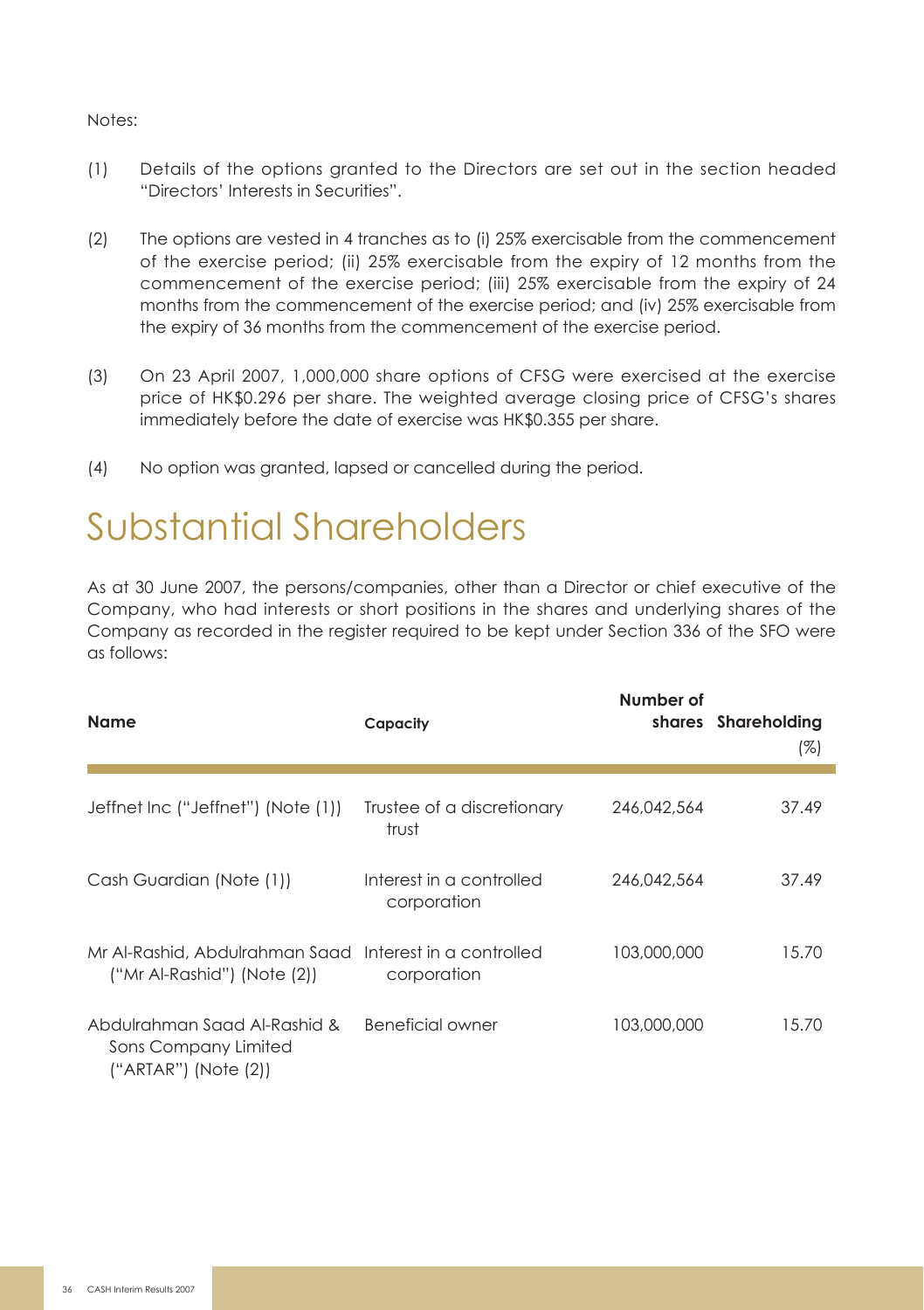Notes:

(1) Details of the options granted to the Directors are set out in the section headed "Directors' Interests in Securities".

(2) The options are vested in 4 tranches as to (i) 25% exercisable from the commencement of the exercise period; (ii) 25% exercisable from the expiry of 12 months from the commencement of the exercise period; (iii) 25% exercisable from the expiry of 24 months from the commencement of the exercise period; and (iv) 25% exercisable from the expiry of 36 months from the commencement of the exercise period.

(3) On 23 April 2007, 1,000,000 share options of CFSG were exercised at the exercise price of HK$0.296 per share. The weighted average closing price of CFSG's shares immediately before the date of exercise was HK$0.355 per share.

(4) No option was granted, lapsed or cancelled during the period.

# Substantial Shareholders

As at 30 June 2007, the persons/companies, other than a Director or chief executive of the Company, who had interests or short positions in the shares and underlying shares of the Company as recorded in the register required to be kept under Section 336 of the SFO were as follows:

| **Name** | **Capacity** | **Number of shares** | **Shareholding (%)** |
|---|---|---|---|
| Jeffnet Inc ("Jeffnet") (Note (1)) | Trustee of a discretionary trust | 246,042,564 | 37.49 |
| Cash Guardian (Note (1)) | Interest in a controlled corporation | 246,042,564 | 37.49 |
| Mr Al-Rashid, Abdulrahman Saad ("Mr Al-Rashid") (Note (2)) | Interest in a controlled corporation | 103,000,000 | 15.70 |
| Abdulrahman Saad Al-Rashid & Sons Company Limited ("ARTAR") (Note (2)) | Beneficial owner | 103,000,000 | 15.70 |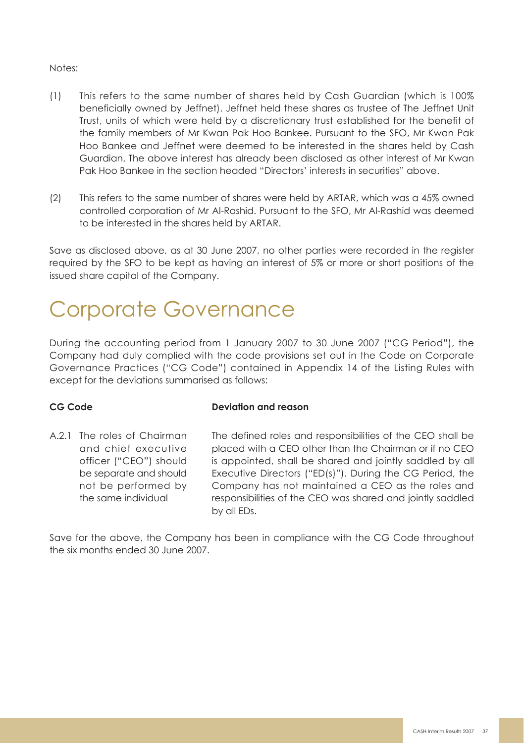Notes:

(1) This refers to the same number of shares held by Cash Guardian (which is 100% beneficially owned by Jeffnet). Jeffnet held these shares as trustee of The Jeffnet Unit Trust, units of which were held by a discretionary trust established for the benefit of the family members of Mr Kwan Pak Hoo Bankee. Pursuant to the SFO, Mr Kwan Pak Hoo Bankee and Jeffnet were deemed to be interested in the shares held by Cash Guardian. The above interest has already been disclosed as other interest of Mr Kwan Pak Hoo Bankee in the section headed "Directors' interests in securities" above.

(2) This refers to the same number of shares were held by ARTAR, which was a 45% owned controlled corporation of Mr Al-Rashid. Pursuant to the SFO, Mr Al-Rashid was deemed to be interested in the shares held by ARTAR.

Save as disclosed above, as at 30 June 2007, no other parties were recorded in the register required by the SFO to be kept as having an interest of 5% or more or short positions of the issued share capital of the Company.

# Corporate Governance

During the accounting period from 1 January 2007 to 30 June 2007 ("CG Period"), the Company had duly complied with the code provisions set out in the Code on Corporate Governance Practices ("CG Code") contained in Appendix 14 of the Listing Rules with except for the deviations summarised as follows:

| CG Code | Deviation and reason |
| --- | --- |
| A.2.1 The roles of Chairman and chief executive officer ("CEO") should be separate and should not be performed by the same individual | The defined roles and responsibilities of the CEO shall be placed with a CEO other than the Chairman or if no CEO is appointed, shall be shared and jointly saddled by all Executive Directors ("ED(s)"). During the CG Period, the Company has not maintained a CEO as the roles and responsibilities of the CEO was shared and jointly saddled by all EDs. |

Save for the above, the Company has been in compliance with the CG Code throughout the six months ended 30 June 2007.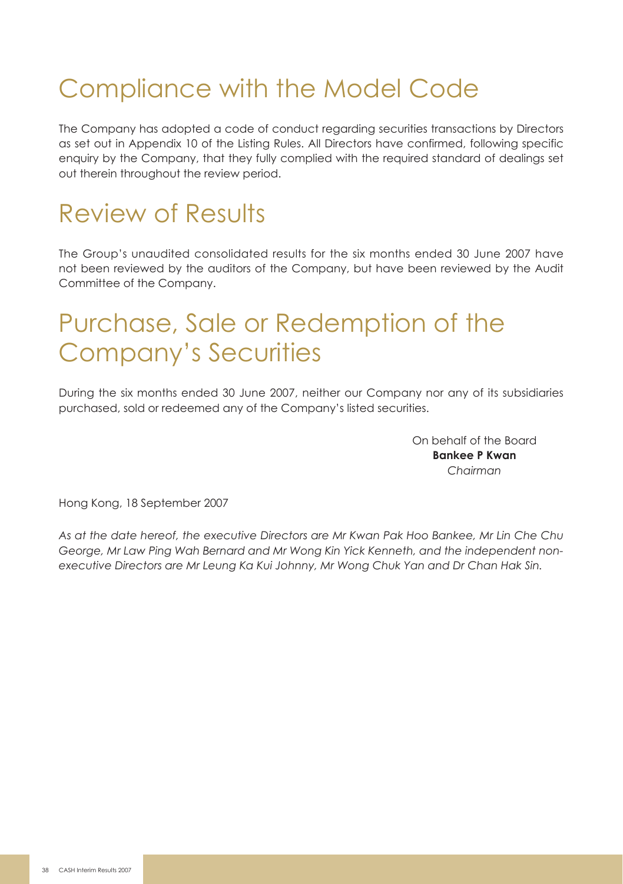# Compliance with the Model Code

The Company has adopted a code of conduct regarding securities transactions by Directors as set out in Appendix 10 of the Listing Rules. All Directors have confirmed, following specific enquiry by the Company, that they fully complied with the required standard of dealings set out therein throughout the review period.

# Review of Results

The Group's unaudited consolidated results for the six months ended 30 June 2007 have not been reviewed by the auditors of the Company, but have been reviewed by the Audit Committee of the Company.

# Purchase, Sale or Redemption of the Company's Securities

During the six months ended 30 June 2007, neither our Company nor any of its subsidiaries purchased, sold or redeemed any of the Company's listed securities.

On behalf of the Board
**Bankee P Kwan**
*Chairman*

Hong Kong, 18 September 2007

*As at the date hereof, the executive Directors are Mr Kwan Pak Hoo Bankee, Mr Lin Che Chu George, Mr Law Ping Wah Bernard and Mr Wong Kin Yick Kenneth, and the independent non-executive Directors are Mr Leung Ka Kui Johnny, Mr Wong Chuk Yan and Dr Chan Hak Sin.*